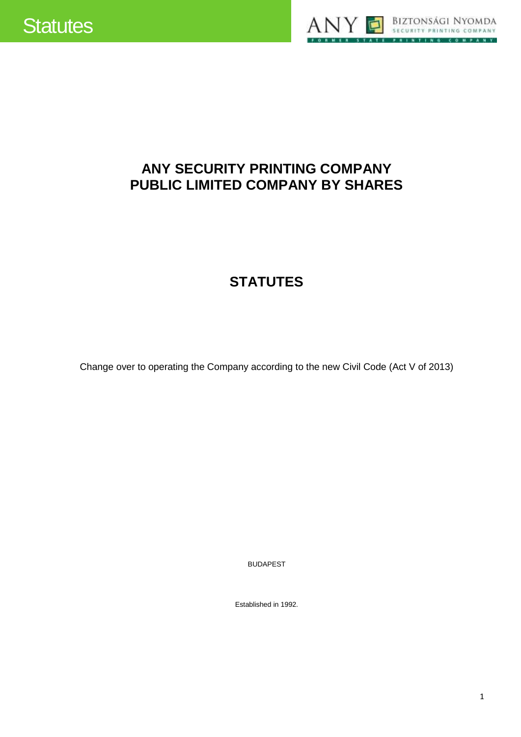# ANY SECURITY PRINTING COMPANY
# PUBLIC LIMITED COMPANY BY SHARES

## STATUTES

Change over to operating the Company according to the new Civil Code (Act V of 2013)

BUDAPEST

Established in 1992.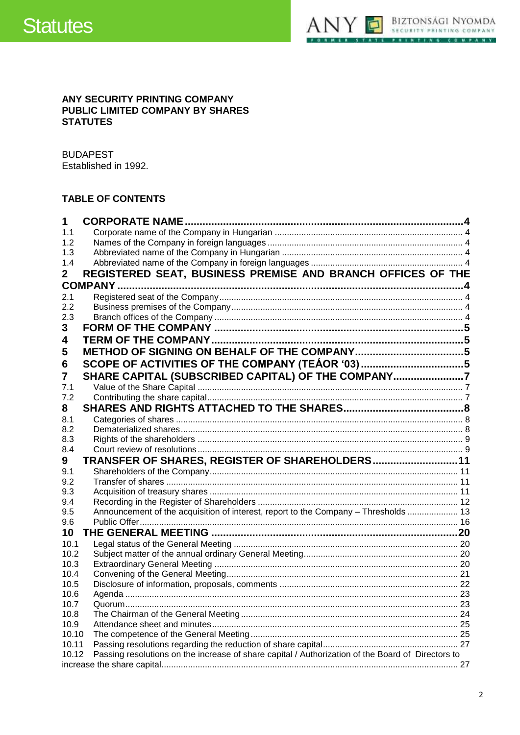**ANY SECURITY PRINTING COMPANY**
**PUBLIC LIMITED COMPANY BY SHARES**
**STATUTES**

BUDAPEST
Established in 1992.

**TABLE OF CONTENTS**

**1 CORPORATE NAME ... 4**
1.1 Corporate name of the Company in Hungarian ... 4
1.2 Names of the Company in foreign languages ... 4
1.3 Abbreviated name of the Company in Hungarian ... 4
1.4 Abbreviated name of the Company in foreign languages ... 4
**2 REGISTERED SEAT, BUSINESS PREMISE AND BRANCH OFFICES OF THE COMPANY ... 4**
2.1 Registered seat of the Company ... 4
2.2 Business premises of the Company ... 4
2.3 Branch offices of the Company ... 4
**3 FORM OF THE COMPANY ... 5**
**4 TERM OF THE COMPANY ... 5**
**5 METHOD OF SIGNING ON BEHALF OF THE COMPANY ... 5**
**6 SCOPE OF ACTIVITIES OF THE COMPANY (TEÁOR '03) ... 5**
**7 SHARE CAPITAL (SUBSCRIBED CAPITAL) OF THE COMPANY ... 7**
7.1 Value of the Share Capital ... 7
7.2 Contributing the share capital ... 7
**8 SHARES AND RIGHTS ATTACHED TO THE SHARES ... 8**
8.1 Categories of shares ... 8
8.2 Dematerialized shares ... 8
8.3 Rights of the shareholders ... 9
8.4 Court review of resolutions ... 9
**9 TRANSFER OF SHARES, REGISTER OF SHAREHOLDERS ... 11**
9.1 Shareholders of the Company ... 11
9.2 Transfer of shares ... 11
9.3 Acquisition of treasury shares ... 11
9.4 Recording in the Register of Shareholders ... 12
9.5 Announcement of the acquisition of interest, report to the Company – Thresholds ... 13
9.6 Public Offer ... 16
**10 THE GENERAL MEETING ... 20**
10.1 Legal status of the General Meeting ... 20
10.2 Subject matter of the annual ordinary General Meeting ... 20
10.3 Extraordinary General Meeting ... 20
10.4 Convening of the General Meeting ... 21
10.5 Disclosure of information, proposals, comments ... 22
10.6 Agenda ... 23
10.7 Quorum ... 23
10.8 The Chairman of the General Meeting ... 24
10.9 Attendance sheet and minutes ... 25
10.10 The competence of the General Meeting ... 25
10.11 Passing resolutions regarding the reduction of share capital ... 27
10.12 Passing resolutions on the increase of share capital / Authorization of the Board of Directors to increase the share capital ... 27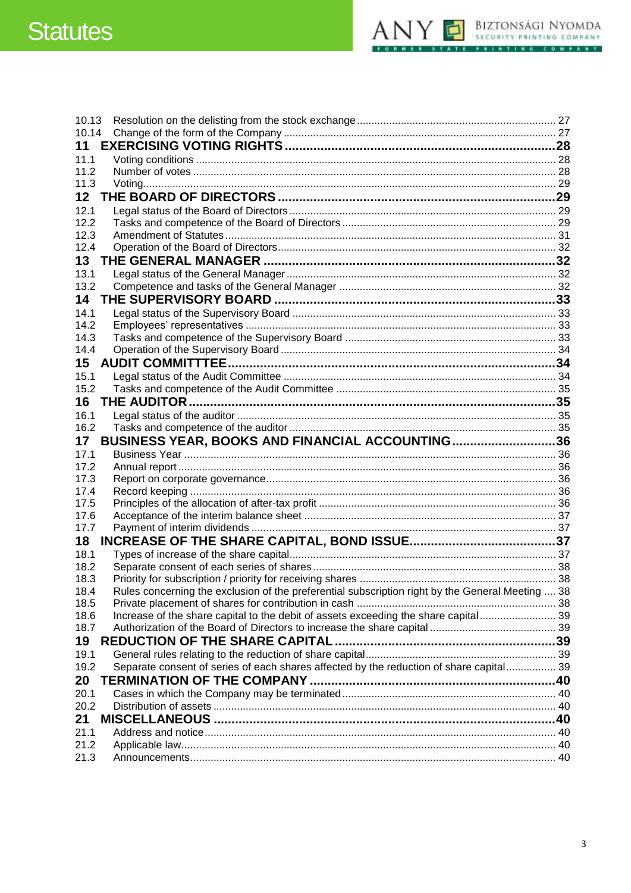10.13 Resolution on the delisting from the stock exchange ..... 27
10.14 Change of the form of the Company ..... 27

**11 EXERCISING VOTING RIGHTS ..... 28**

11.1 Voting conditions ..... 28
11.2 Number of votes ..... 28
11.3 Voting ..... 29

**12 THE BOARD OF DIRECTORS ..... 29**

12.1 Legal status of the Board of Directors ..... 29
12.2 Tasks and competence of the Board of Directors ..... 29
12.3 Amendment of Statutes ..... 31
12.4 Operation of the Board of Directors ..... 32

**13 THE GENERAL MANAGER ..... 32**

13.1 Legal status of the General Manager ..... 32
13.2 Competence and tasks of the General Manager ..... 32

**14 THE SUPERVISORY BOARD ..... 33**

14.1 Legal status of the Supervisory Board ..... 33
14.2 Employees' representatives ..... 33
14.3 Tasks and competence of the Supervisory Board ..... 33
14.4 Operation of the Supervisory Board ..... 34

**15 AUDIT COMMITTTEE ..... 34**

15.1 Legal status of the Audit Committee ..... 34
15.2 Tasks and competence of the Audit Committee ..... 35

**16 THE AUDITOR ..... 35**

16.1 Legal status of the auditor ..... 35
16.2 Tasks and competence of the auditor ..... 35

**17 BUSINESS YEAR, BOOKS AND FINANCIAL ACCOUNTING ..... 36**

17.1 Business Year ..... 36
17.2 Annual report ..... 36
17.3 Report on corporate governance ..... 36
17.4 Record keeping ..... 36
17.5 Principles of the allocation of after-tax profit ..... 36
17.6 Acceptance of the interim balance sheet ..... 37
17.7 Payment of interim dividends ..... 37

**18 INCREASE OF THE SHARE CAPITAL, BOND ISSUE ..... 37**

18.1 Types of increase of the share capital ..... 37
18.2 Separate consent of each series of shares ..... 38
18.3 Priority for subscription / priority for receiving shares ..... 38
18.4 Rules concerning the exclusion of the preferential subscription right by the General Meeting ..... 38
18.5 Private placement of shares for contribution in cash ..... 38
18.6 Increase of the share capital to the debit of assets exceeding the share capital ..... 39
18.7 Authorization of the Board of Directors to increase the share capital ..... 39

**19 REDUCTION OF THE SHARE CAPITAL ..... 39**

19.1 General rules relating to the reduction of share capital ..... 39
19.2 Separate consent of series of each shares affected by the reduction of share capital ..... 39

**20 TERMINATION OF THE COMPANY ..... 40**

20.1 Cases in which the Company may be terminated ..... 40
20.2 Distribution of assets ..... 40

**21 MISCELLANEOUS ..... 40**

21.1 Address and notice ..... 40
21.2 Applicable law ..... 40
21.3 Announcements ..... 40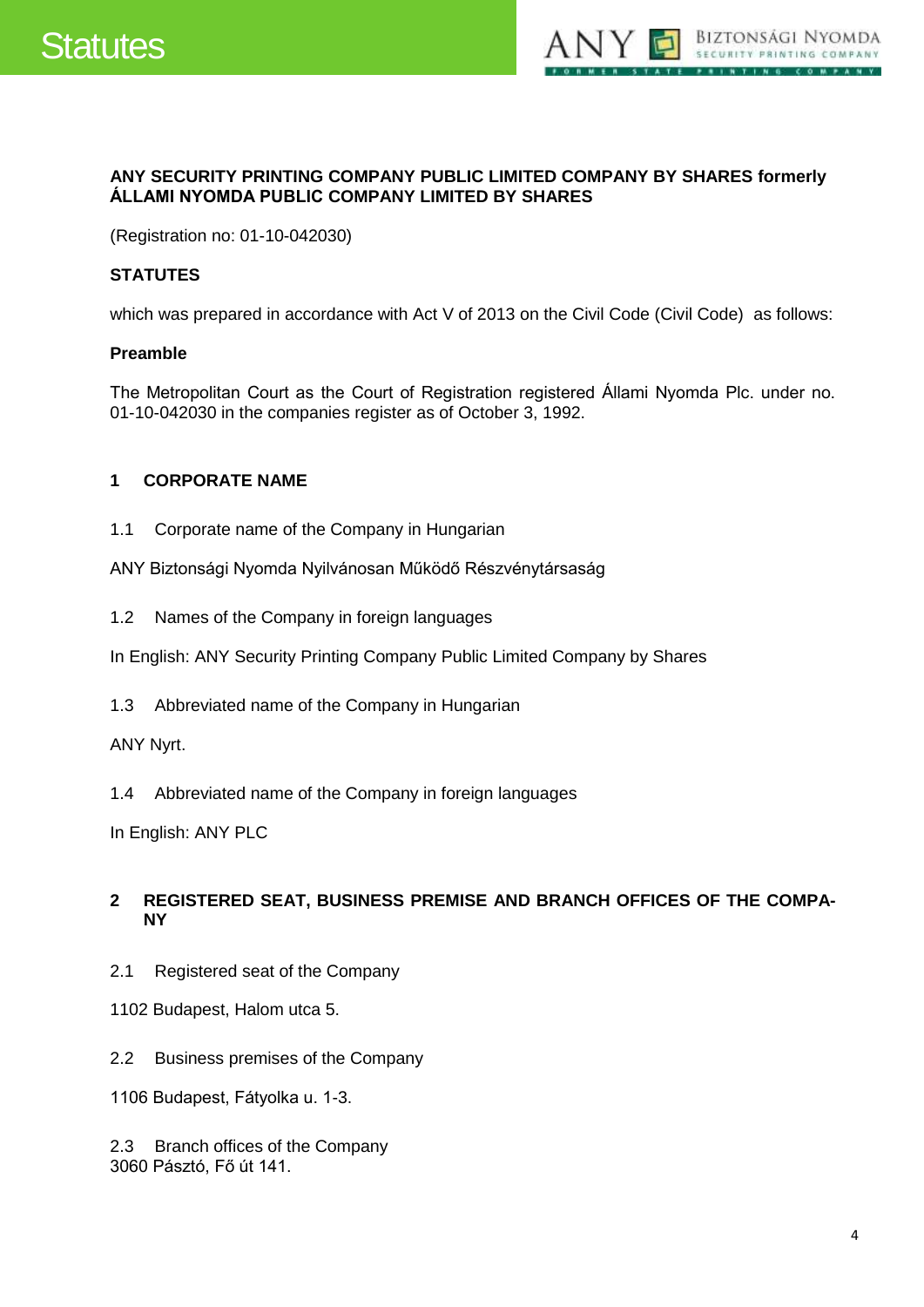**ANY SECURITY PRINTING COMPANY PUBLIC LIMITED COMPANY BY SHARES formerly ÁLLAMI NYOMDA PUBLIC COMPANY LIMITED BY SHARES**

(Registration no: 01-10-042030)

**STATUTES**

which was prepared in accordance with Act V of 2013 on the Civil Code (Civil Code) as follows:

**Preamble**

The Metropolitan Court as the Court of Registration registered Állami Nyomda Plc. under no. 01-10-042030 in the companies register as of October 3, 1992.

## 1 CORPORATE NAME

1.1 Corporate name of the Company in Hungarian

ANY Biztonsági Nyomda Nyilvánosan Működő Részvénytársaság

1.2 Names of the Company in foreign languages

In English: ANY Security Printing Company Public Limited Company by Shares

1.3 Abbreviated name of the Company in Hungarian

ANY Nyrt.

1.4 Abbreviated name of the Company in foreign languages

In English: ANY PLC

## 2 REGISTERED SEAT, BUSINESS PREMISE AND BRANCH OFFICES OF THE COMPANY

2.1 Registered seat of the Company

1102 Budapest, Halom utca 5.

2.2 Business premises of the Company

1106 Budapest, Fátyolka u. 1-3.

2.3 Branch offices of the Company
3060 Pásztó, Fő út 141.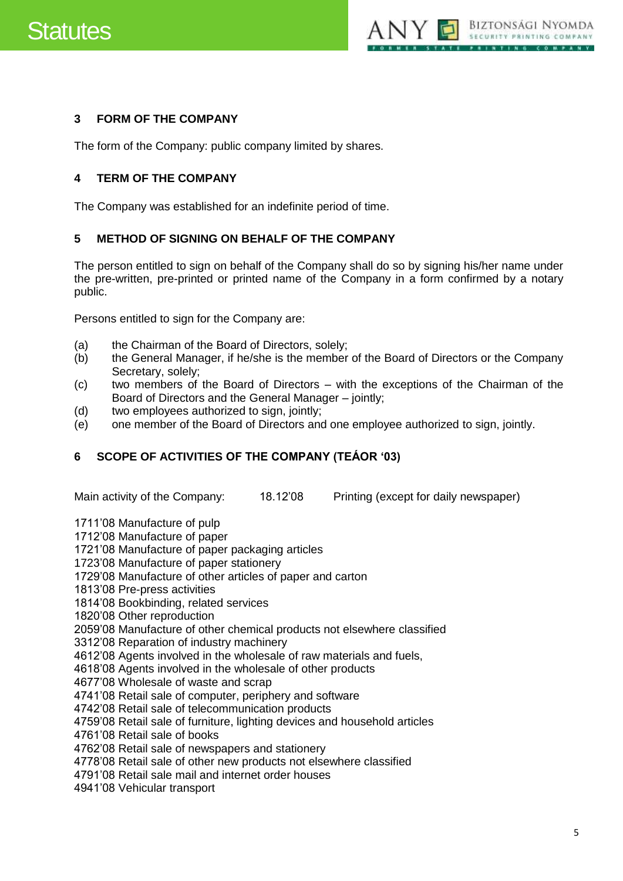## 3 FORM OF THE COMPANY

The form of the Company: public company limited by shares.

## 4 TERM OF THE COMPANY

The Company was established for an indefinite period of time.

## 5 METHOD OF SIGNING ON BEHALF OF THE COMPANY

The person entitled to sign on behalf of the Company shall do so by signing his/her name under the pre-written, pre-printed or printed name of the Company in a form confirmed by a notary public.

Persons entitled to sign for the Company are:

(a) the Chairman of the Board of Directors, solely;
(b) the General Manager, if he/she is the member of the Board of Directors or the Company Secretary, solely;
(c) two members of the Board of Directors – with the exceptions of the Chairman of the Board of Directors and the General Manager – jointly;
(d) two employees authorized to sign, jointly;
(e) one member of the Board of Directors and one employee authorized to sign, jointly.

## 6 SCOPE OF ACTIVITIES OF THE COMPANY (TEÁOR '03)

Main activity of the Company: 18.12'08 Printing (except for daily newspaper)

1711'08 Manufacture of pulp
1712'08 Manufacture of paper
1721'08 Manufacture of paper packaging articles
1723'08 Manufacture of paper stationery
1729'08 Manufacture of other articles of paper and carton
1813'08 Pre-press activities
1814'08 Bookbinding, related services
1820'08 Other reproduction
2059'08 Manufacture of other chemical products not elsewhere classified
3312'08 Reparation of industry machinery
4612'08 Agents involved in the wholesale of raw materials and fuels,
4618'08 Agents involved in the wholesale of other products
4677'08 Wholesale of waste and scrap
4741'08 Retail sale of computer, periphery and software
4742'08 Retail sale of telecommunication products
4759'08 Retail sale of furniture, lighting devices and household articles
4761'08 Retail sale of books
4762'08 Retail sale of newspapers and stationery
4778'08 Retail sale of other new products not elsewhere classified
4791'08 Retail sale mail and internet order houses
4941'08 Vehicular transport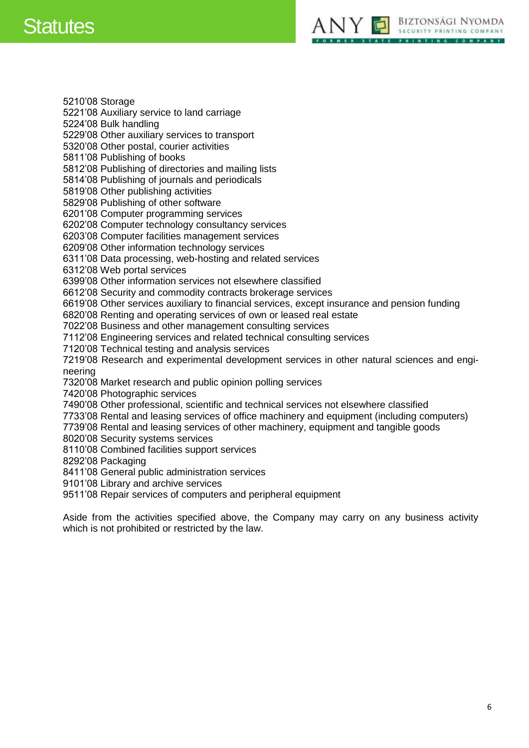5210’08 Storage
5221’08 Auxiliary service to land carriage
5224’08 Bulk handling
5229’08 Other auxiliary services to transport
5320’08 Other postal, courier activities
5811’08 Publishing of books
5812’08 Publishing of directories and mailing lists
5814’08 Publishing of journals and periodicals
5819’08 Other publishing activities
5829’08 Publishing of other software
6201’08 Computer programming services
6202’08 Computer technology consultancy services
6203’08 Computer facilities management services
6209’08 Other information technology services
6311’08 Data processing, web-hosting and related services
6312’08 Web portal services
6399’08 Other information services not elsewhere classified
6612’08 Security and commodity contracts brokerage services
6619’08 Other services auxiliary to financial services, except insurance and pension funding
6820’08 Renting and operating services of own or leased real estate
7022’08 Business and other management consulting services
7112’08 Engineering services and related technical consulting services
7120’08 Technical testing and analysis services
7219’08 Research and experimental development services in other natural sciences and engineering
7320’08 Market research and public opinion polling services
7420’08 Photographic services
7490’08 Other professional, scientific and technical services not elsewhere classified
7733’08 Rental and leasing services of office machinery and equipment (including computers)
7739’08 Rental and leasing services of other machinery, equipment and tangible goods
8020’08 Security systems services
8110’08 Combined facilities support services
8292’08 Packaging
8411’08 General public administration services
9101’08 Library and archive services
9511’08 Repair services of computers and peripheral equipment

Aside from the activities specified above, the Company may carry on any business activity which is not prohibited or restricted by the law.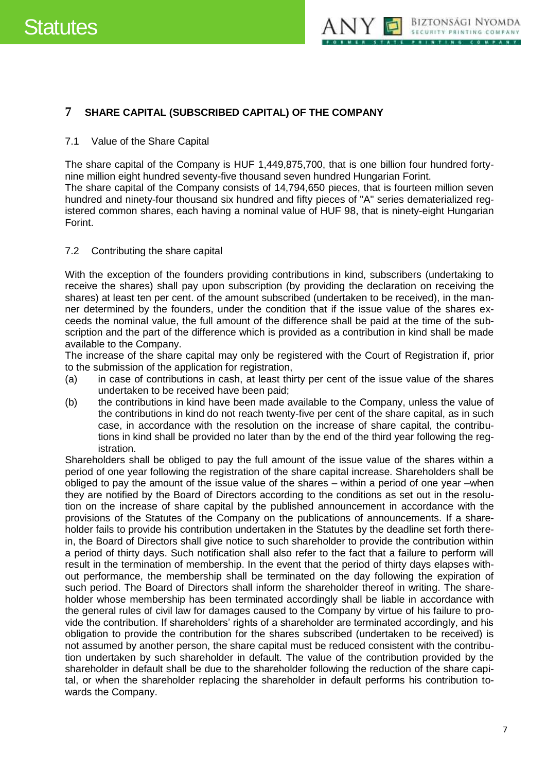## 7 SHARE CAPITAL (SUBSCRIBED CAPITAL) OF THE COMPANY

### 7.1 Value of the Share Capital

The share capital of the Company is HUF 1,449,875,700, that is one billion four hundred forty-nine million eight hundred seventy-five thousand seven hundred Hungarian Forint.
The share capital of the Company consists of 14,794,650 pieces, that is fourteen million seven hundred and ninety-four thousand six hundred and fifty pieces of "A" series dematerialized registered common shares, each having a nominal value of HUF 98, that is ninety-eight Hungarian Forint.

### 7.2 Contributing the share capital

With the exception of the founders providing contributions in kind, subscribers (undertaking to receive the shares) shall pay upon subscription (by providing the declaration on receiving the shares) at least ten per cent. of the amount subscribed (undertaken to be received), in the manner determined by the founders, under the condition that if the issue value of the shares exceeds the nominal value, the full amount of the difference shall be paid at the time of the subscription and the part of the difference which is provided as a contribution in kind shall be made available to the Company.
The increase of the share capital may only be registered with the Court of Registration if, prior to the submission of the application for registration,

(a) in case of contributions in cash, at least thirty per cent of the issue value of the shares undertaken to be received have been paid;
(b) the contributions in kind have been made available to the Company, unless the value of the contributions in kind do not reach twenty-five per cent of the share capital, as in such case, in accordance with the resolution on the increase of share capital, the contributions in kind shall be provided no later than by the end of the third year following the registration.

Shareholders shall be obliged to pay the full amount of the issue value of the shares within a period of one year following the registration of the share capital increase. Shareholders shall be obliged to pay the amount of the issue value of the shares – within a period of one year –when they are notified by the Board of Directors according to the conditions as set out in the resolution on the increase of share capital by the published announcement in accordance with the provisions of the Statutes of the Company on the publications of announcements. If a shareholder fails to provide his contribution undertaken in the Statutes by the deadline set forth therein, the Board of Directors shall give notice to such shareholder to provide the contribution within a period of thirty days. Such notification shall also refer to the fact that a failure to perform will result in the termination of membership. In the event that the period of thirty days elapses without performance, the membership shall be terminated on the day following the expiration of such period. The Board of Directors shall inform the shareholder thereof in writing. The shareholder whose membership has been terminated accordingly shall be liable in accordance with the general rules of civil law for damages caused to the Company by virtue of his failure to provide the contribution. If shareholders' rights of a shareholder are terminated accordingly, and his obligation to provide the contribution for the shares subscribed (undertaken to be received) is not assumed by another person, the share capital must be reduced consistent with the contribution undertaken by such shareholder in default. The value of the contribution provided by the shareholder in default shall be due to the shareholder following the reduction of the share capital, or when the shareholder replacing the shareholder in default performs his contribution towards the Company.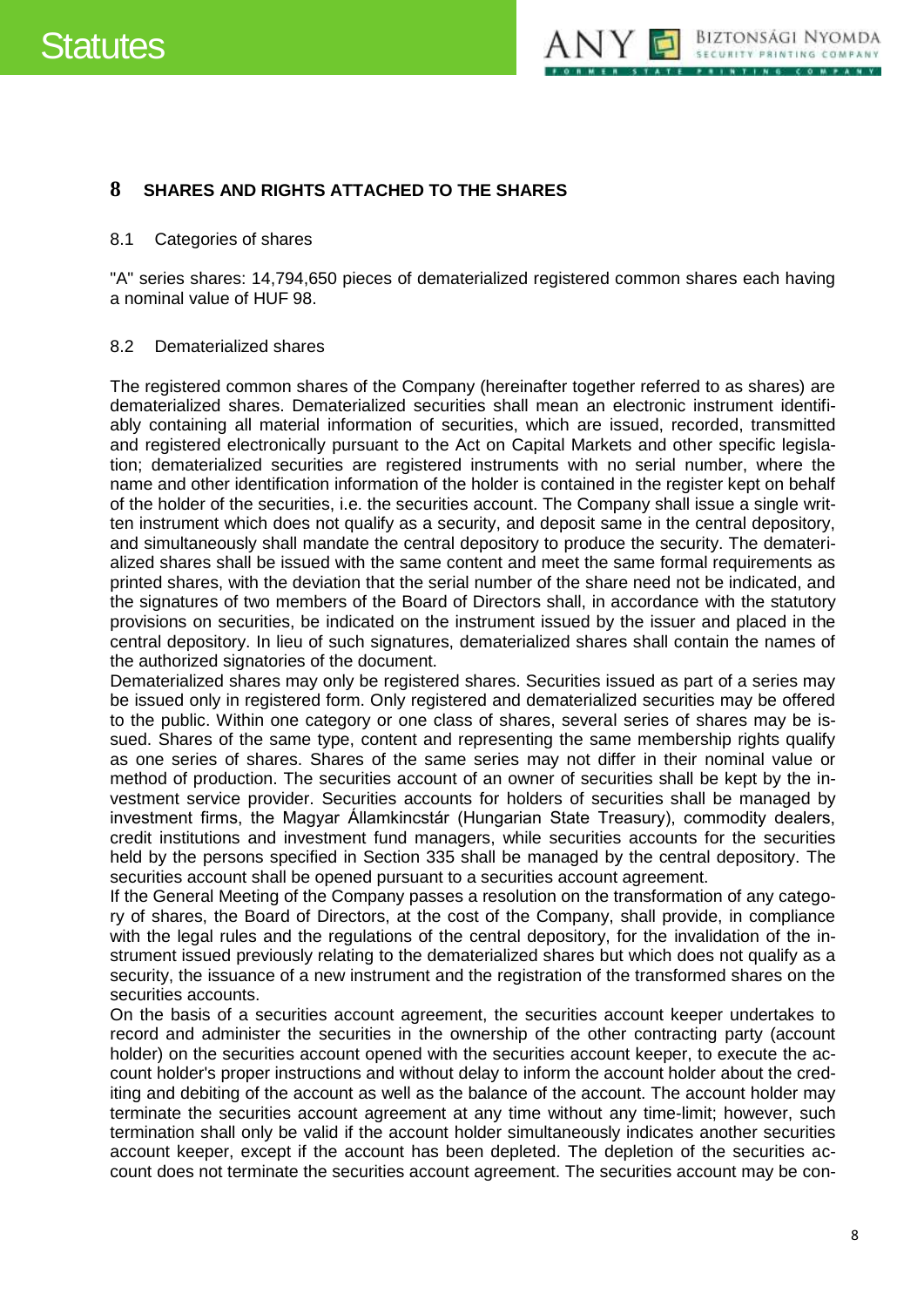# 8 SHARES AND RIGHTS ATTACHED TO THE SHARES

## 8.1 Categories of shares

"A" series shares: 14,794,650 pieces of dematerialized registered common shares each having a nominal value of HUF 98.

## 8.2 Dematerialized shares

The registered common shares of the Company (hereinafter together referred to as shares) are dematerialized shares. Dematerialized securities shall mean an electronic instrument identifiably containing all material information of securities, which are issued, recorded, transmitted and registered electronically pursuant to the Act on Capital Markets and other specific legislation; dematerialized securities are registered instruments with no serial number, where the name and other identification information of the holder is contained in the register kept on behalf of the holder of the securities, i.e. the securities account. The Company shall issue a single written instrument which does not qualify as a security, and deposit same in the central depository, and simultaneously shall mandate the central depository to produce the security. The dematerialized shares shall be issued with the same content and meet the same formal requirements as printed shares, with the deviation that the serial number of the share need not be indicated, and the signatures of two members of the Board of Directors shall, in accordance with the statutory provisions on securities, be indicated on the instrument issued by the issuer and placed in the central depository. In lieu of such signatures, dematerialized shares shall contain the names of the authorized signatories of the document.

Dematerialized shares may only be registered shares. Securities issued as part of a series may be issued only in registered form. Only registered and dematerialized securities may be offered to the public. Within one category or one class of shares, several series of shares may be issued. Shares of the same type, content and representing the same membership rights qualify as one series of shares. Shares of the same series may not differ in their nominal value or method of production. The securities account of an owner of securities shall be kept by the investment service provider. Securities accounts for holders of securities shall be managed by investment firms, the Magyar Államkincstár (Hungarian State Treasury), commodity dealers, credit institutions and investment fund managers, while securities accounts for the securities held by the persons specified in Section 335 shall be managed by the central depository. The securities account shall be opened pursuant to a securities account agreement.

If the General Meeting of the Company passes a resolution on the transformation of any category of shares, the Board of Directors, at the cost of the Company, shall provide, in compliance with the legal rules and the regulations of the central depository, for the invalidation of the instrument issued previously relating to the dematerialized shares but which does not qualify as a security, the issuance of a new instrument and the registration of the transformed shares on the securities accounts.

On the basis of a securities account agreement, the securities account keeper undertakes to record and administer the securities in the ownership of the other contracting party (account holder) on the securities account opened with the securities account keeper, to execute the account holder's proper instructions and without delay to inform the account holder about the crediting and debiting of the account as well as the balance of the account. The account holder may terminate the securities account agreement at any time without any time-limit; however, such termination shall only be valid if the account holder simultaneously indicates another securities account keeper, except if the account has been depleted. The depletion of the securities account does not terminate the securities account agreement. The securities account may be con-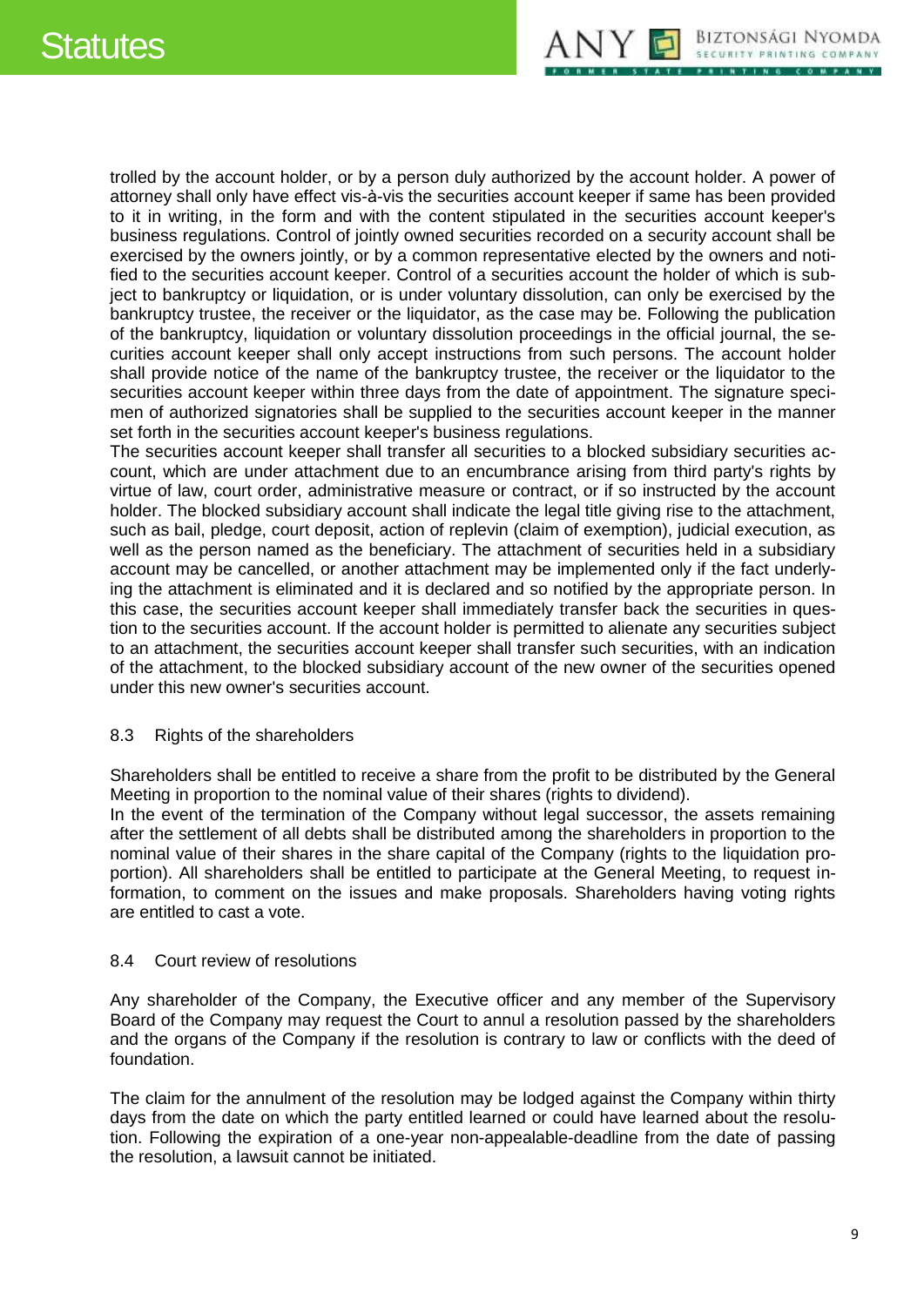trolled by the account holder, or by a person duly authorized by the account holder. A power of attorney shall only have effect vis-à-vis the securities account keeper if same has been provided to it in writing, in the form and with the content stipulated in the securities account keeper's business regulations. Control of jointly owned securities recorded on a security account shall be exercised by the owners jointly, or by a common representative elected by the owners and notified to the securities account keeper. Control of a securities account the holder of which is subject to bankruptcy or liquidation, or is under voluntary dissolution, can only be exercised by the bankruptcy trustee, the receiver or the liquidator, as the case may be. Following the publication of the bankruptcy, liquidation or voluntary dissolution proceedings in the official journal, the securities account keeper shall only accept instructions from such persons. The account holder shall provide notice of the name of the bankruptcy trustee, the receiver or the liquidator to the securities account keeper within three days from the date of appointment. The signature specimen of authorized signatories shall be supplied to the securities account keeper in the manner set forth in the securities account keeper's business regulations.

The securities account keeper shall transfer all securities to a blocked subsidiary securities account, which are under attachment due to an encumbrance arising from third party's rights by virtue of law, court order, administrative measure or contract, or if so instructed by the account holder. The blocked subsidiary account shall indicate the legal title giving rise to the attachment, such as bail, pledge, court deposit, action of replevin (claim of exemption), judicial execution, as well as the person named as the beneficiary. The attachment of securities held in a subsidiary account may be cancelled, or another attachment may be implemented only if the fact underlying the attachment is eliminated and it is declared and so notified by the appropriate person. In this case, the securities account keeper shall immediately transfer back the securities in question to the securities account. If the account holder is permitted to alienate any securities subject to an attachment, the securities account keeper shall transfer such securities, with an indication of the attachment, to the blocked subsidiary account of the new owner of the securities opened under this new owner's securities account.

## 8.3 Rights of the shareholders

Shareholders shall be entitled to receive a share from the profit to be distributed by the General Meeting in proportion to the nominal value of their shares (rights to dividend).

In the event of the termination of the Company without legal successor, the assets remaining after the settlement of all debts shall be distributed among the shareholders in proportion to the nominal value of their shares in the share capital of the Company (rights to the liquidation proportion). All shareholders shall be entitled to participate at the General Meeting, to request information, to comment on the issues and make proposals. Shareholders having voting rights are entitled to cast a vote.

## 8.4 Court review of resolutions

Any shareholder of the Company, the Executive officer and any member of the Supervisory Board of the Company may request the Court to annul a resolution passed by the shareholders and the organs of the Company if the resolution is contrary to law or conflicts with the deed of foundation.

The claim for the annulment of the resolution may be lodged against the Company within thirty days from the date on which the party entitled learned or could have learned about the resolution. Following the expiration of a one-year non-appealable-deadline from the date of passing the resolution, a lawsuit cannot be initiated.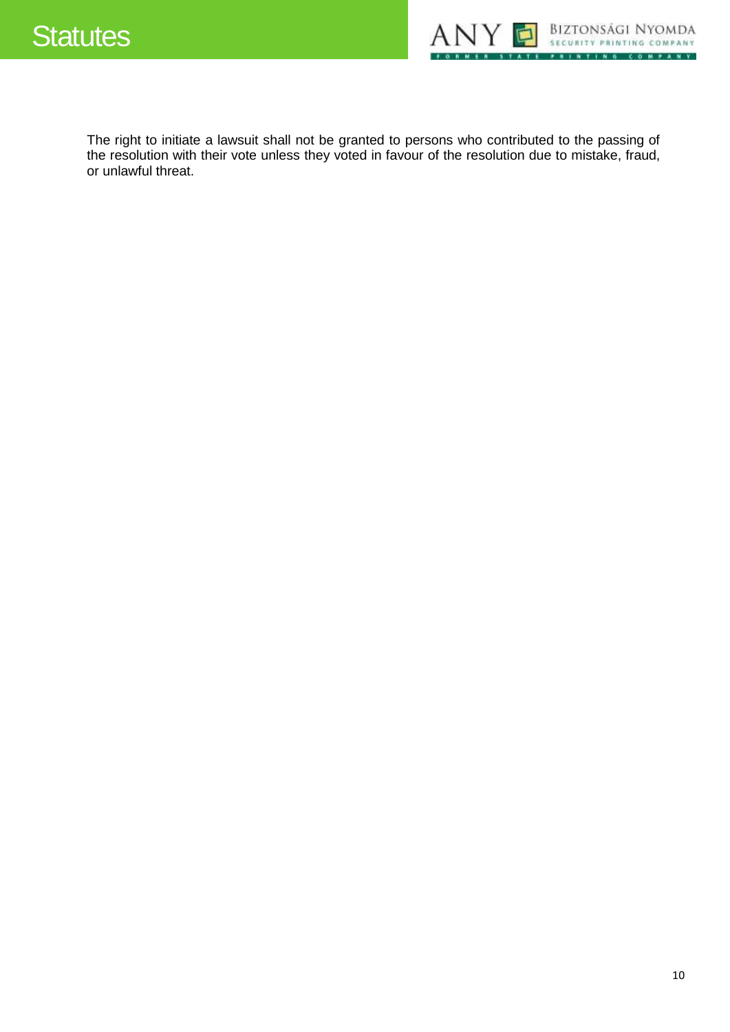The right to initiate a lawsuit shall not be granted to persons who contributed to the passing of the resolution with their vote unless they voted in favour of the resolution due to mistake, fraud, or unlawful threat.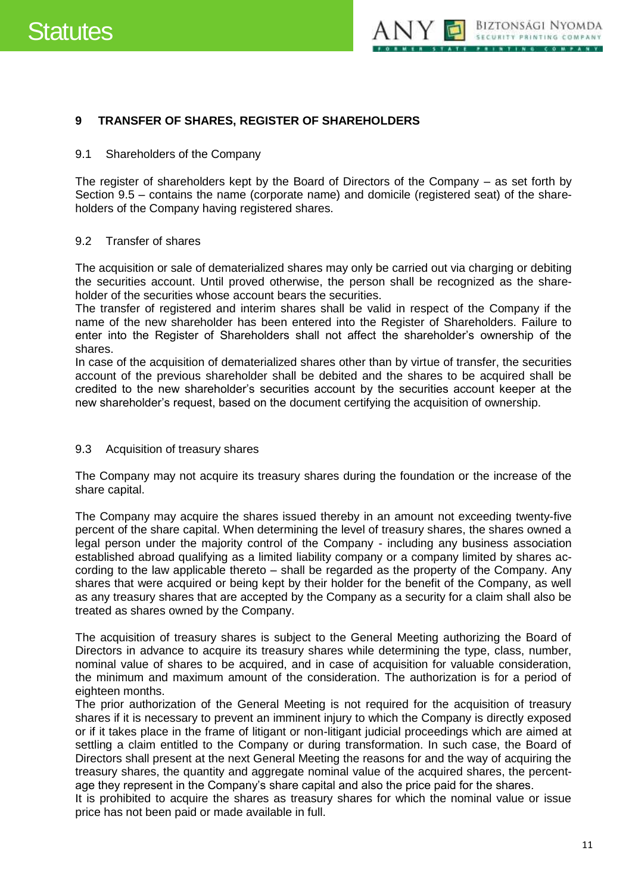## 9 TRANSFER OF SHARES, REGISTER OF SHAREHOLDERS

### 9.1 Shareholders of the Company

The register of shareholders kept by the Board of Directors of the Company – as set forth by Section 9.5 – contains the name (corporate name) and domicile (registered seat) of the shareholders of the Company having registered shares.

### 9.2 Transfer of shares

The acquisition or sale of dematerialized shares may only be carried out via charging or debiting the securities account. Until proved otherwise, the person shall be recognized as the shareholder of the securities whose account bears the securities.

The transfer of registered and interim shares shall be valid in respect of the Company if the name of the new shareholder has been entered into the Register of Shareholders. Failure to enter into the Register of Shareholders shall not affect the shareholder's ownership of the shares.

In case of the acquisition of dematerialized shares other than by virtue of transfer, the securities account of the previous shareholder shall be debited and the shares to be acquired shall be credited to the new shareholder's securities account by the securities account keeper at the new shareholder's request, based on the document certifying the acquisition of ownership.

### 9.3 Acquisition of treasury shares

The Company may not acquire its treasury shares during the foundation or the increase of the share capital.

The Company may acquire the shares issued thereby in an amount not exceeding twenty-five percent of the share capital. When determining the level of treasury shares, the shares owned a legal person under the majority control of the Company - including any business association established abroad qualifying as a limited liability company or a company limited by shares according to the law applicable thereto – shall be regarded as the property of the Company. Any shares that were acquired or being kept by their holder for the benefit of the Company, as well as any treasury shares that are accepted by the Company as a security for a claim shall also be treated as shares owned by the Company.

The acquisition of treasury shares is subject to the General Meeting authorizing the Board of Directors in advance to acquire its treasury shares while determining the type, class, number, nominal value of shares to be acquired, and in case of acquisition for valuable consideration, the minimum and maximum amount of the consideration. The authorization is for a period of eighteen months.

The prior authorization of the General Meeting is not required for the acquisition of treasury shares if it is necessary to prevent an imminent injury to which the Company is directly exposed or if it takes place in the frame of litigant or non-litigant judicial proceedings which are aimed at settling a claim entitled to the Company or during transformation. In such case, the Board of Directors shall present at the next General Meeting the reasons for and the way of acquiring the treasury shares, the quantity and aggregate nominal value of the acquired shares, the percentage they represent in the Company's share capital and also the price paid for the shares.

It is prohibited to acquire the shares as treasury shares for which the nominal value or issue price has not been paid or made available in full.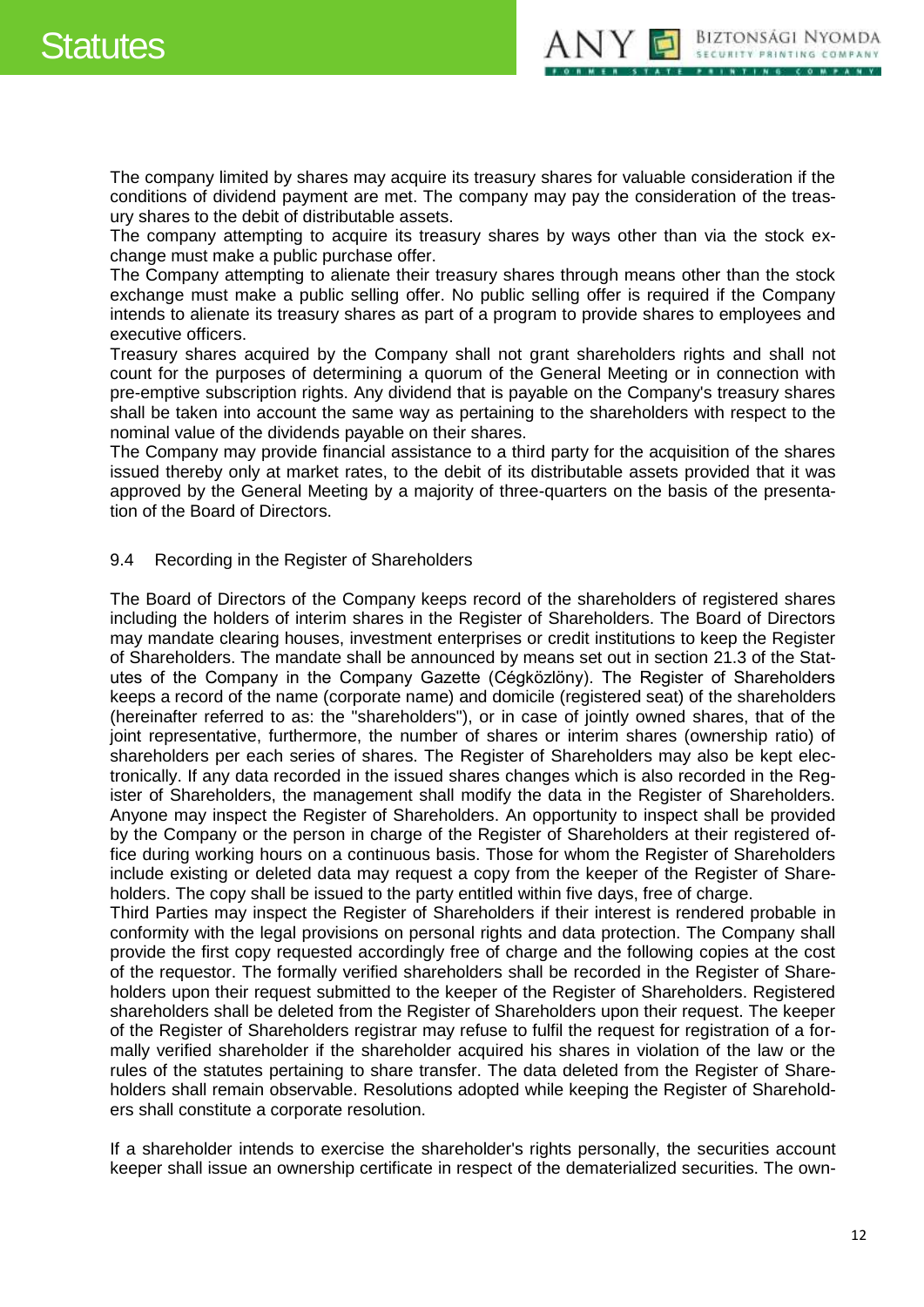The company limited by shares may acquire its treasury shares for valuable consideration if the conditions of dividend payment are met. The company may pay the consideration of the treasury shares to the debit of distributable assets.
The company attempting to acquire its treasury shares by ways other than via the stock exchange must make a public purchase offer.
The Company attempting to alienate their treasury shares through means other than the stock exchange must make a public selling offer. No public selling offer is required if the Company intends to alienate its treasury shares as part of a program to provide shares to employees and executive officers.
Treasury shares acquired by the Company shall not grant shareholders rights and shall not count for the purposes of determining a quorum of the General Meeting or in connection with pre-emptive subscription rights. Any dividend that is payable on the Company's treasury shares shall be taken into account the same way as pertaining to the shareholders with respect to the nominal value of the dividends payable on their shares.
The Company may provide financial assistance to a third party for the acquisition of the shares issued thereby only at market rates, to the debit of its distributable assets provided that it was approved by the General Meeting by a majority of three-quarters on the basis of the presentation of the Board of Directors.

9.4 Recording in the Register of Shareholders

The Board of Directors of the Company keeps record of the shareholders of registered shares including the holders of interim shares in the Register of Shareholders. The Board of Directors may mandate clearing houses, investment enterprises or credit institutions to keep the Register of Shareholders. The mandate shall be announced by means set out in section 21.3 of the Statutes of the Company in the Company Gazette (Cégközlöny). The Register of Shareholders keeps a record of the name (corporate name) and domicile (registered seat) of the shareholders (hereinafter referred to as: the "shareholders"), or in case of jointly owned shares, that of the joint representative, furthermore, the number of shares or interim shares (ownership ratio) of shareholders per each series of shares. The Register of Shareholders may also be kept electronically. If any data recorded in the issued shares changes which is also recorded in the Register of Shareholders, the management shall modify the data in the Register of Shareholders. Anyone may inspect the Register of Shareholders. An opportunity to inspect shall be provided by the Company or the person in charge of the Register of Shareholders at their registered office during working hours on a continuous basis. Those for whom the Register of Shareholders include existing or deleted data may request a copy from the keeper of the Register of Shareholders. The copy shall be issued to the party entitled within five days, free of charge.
Third Parties may inspect the Register of Shareholders if their interest is rendered probable in conformity with the legal provisions on personal rights and data protection. The Company shall provide the first copy requested accordingly free of charge and the following copies at the cost of the requestor. The formally verified shareholders shall be recorded in the Register of Shareholders upon their request submitted to the keeper of the Register of Shareholders. Registered shareholders shall be deleted from the Register of Shareholders upon their request. The keeper of the Register of Shareholders registrar may refuse to fulfil the request for registration of a formally verified shareholder if the shareholder acquired his shares in violation of the law or the rules of the statutes pertaining to share transfer. The data deleted from the Register of Shareholders shall remain observable. Resolutions adopted while keeping the Register of Shareholders shall constitute a corporate resolution.

If a shareholder intends to exercise the shareholder's rights personally, the securities account keeper shall issue an ownership certificate in respect of the dematerialized securities. The own-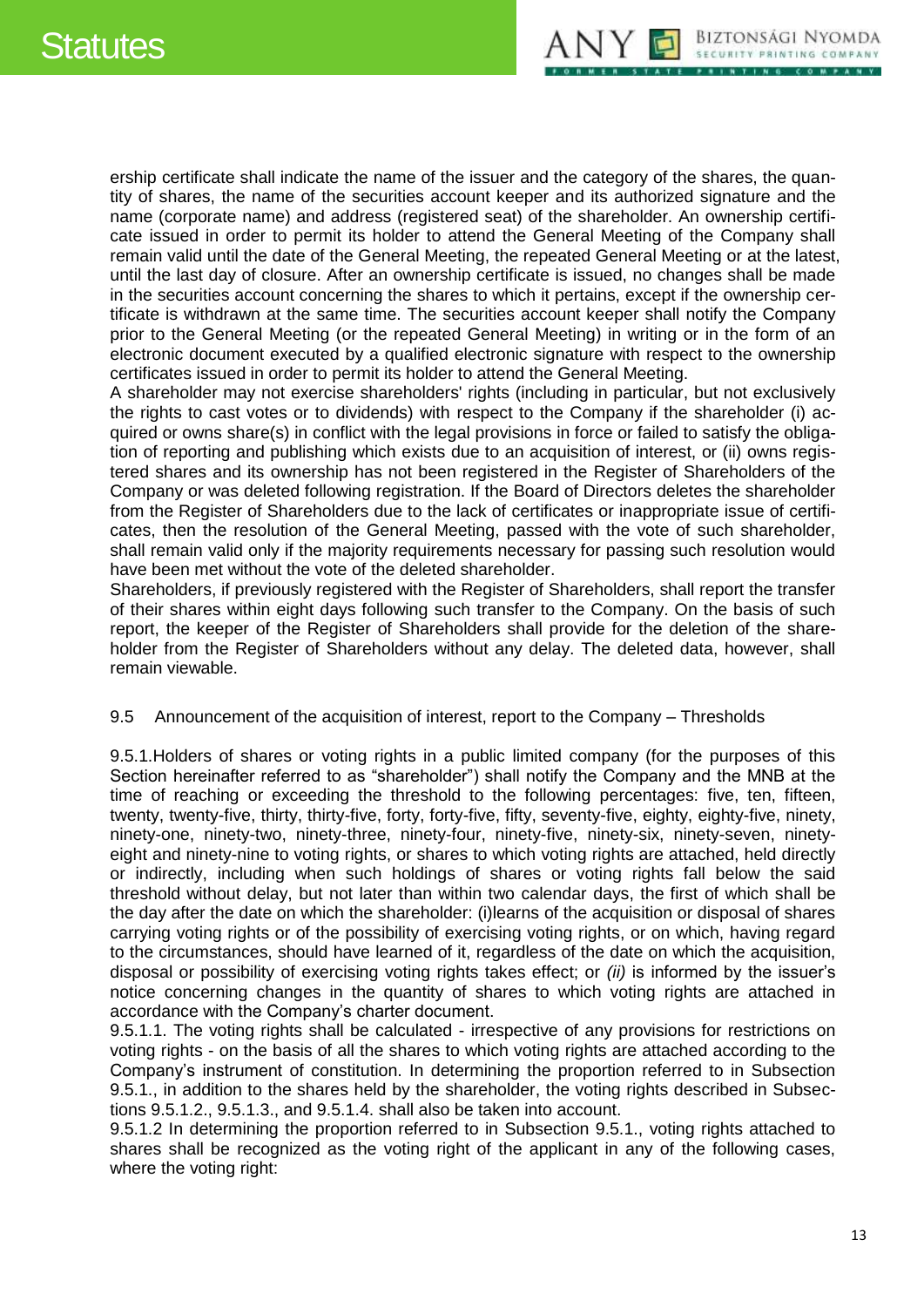ership certificate shall indicate the name of the issuer and the category of the shares, the quantity of shares, the name of the securities account keeper and its authorized signature and the name (corporate name) and address (registered seat) of the shareholder. An ownership certificate issued in order to permit its holder to attend the General Meeting of the Company shall remain valid until the date of the General Meeting, the repeated General Meeting or at the latest, until the last day of closure. After an ownership certificate is issued, no changes shall be made in the securities account concerning the shares to which it pertains, except if the ownership certificate is withdrawn at the same time. The securities account keeper shall notify the Company prior to the General Meeting (or the repeated General Meeting) in writing or in the form of an electronic document executed by a qualified electronic signature with respect to the ownership certificates issued in order to permit its holder to attend the General Meeting.

A shareholder may not exercise shareholders' rights (including in particular, but not exclusively the rights to cast votes or to dividends) with respect to the Company if the shareholder (i) acquired or owns share(s) in conflict with the legal provisions in force or failed to satisfy the obligation of reporting and publishing which exists due to an acquisition of interest, or (ii) owns registered shares and its ownership has not been registered in the Register of Shareholders of the Company or was deleted following registration. If the Board of Directors deletes the shareholder from the Register of Shareholders due to the lack of certificates or inappropriate issue of certificates, then the resolution of the General Meeting, passed with the vote of such shareholder, shall remain valid only if the majority requirements necessary for passing such resolution would have been met without the vote of the deleted shareholder.

Shareholders, if previously registered with the Register of Shareholders, shall report the transfer of their shares within eight days following such transfer to the Company. On the basis of such report, the keeper of the Register of Shareholders shall provide for the deletion of the shareholder from the Register of Shareholders without any delay. The deleted data, however, shall remain viewable.

9.5 Announcement of the acquisition of interest, report to the Company – Thresholds

9.5.1.Holders of shares or voting rights in a public limited company (for the purposes of this Section hereinafter referred to as "shareholder") shall notify the Company and the MNB at the time of reaching or exceeding the threshold to the following percentages: five, ten, fifteen, twenty, twenty-five, thirty, thirty-five, forty, forty-five, fifty, seventy-five, eighty, eighty-five, ninety, ninety-one, ninety-two, ninety-three, ninety-four, ninety-five, ninety-six, ninety-seven, ninety-eight and ninety-nine to voting rights, or shares to which voting rights are attached, held directly or indirectly, including when such holdings of shares or voting rights fall below the said threshold without delay, but not later than within two calendar days, the first of which shall be the day after the date on which the shareholder: (i)learns of the acquisition or disposal of shares carrying voting rights or of the possibility of exercising voting rights, or on which, having regard to the circumstances, should have learned of it, regardless of the date on which the acquisition, disposal or possibility of exercising voting rights takes effect; or *(ii)* is informed by the issuer's notice concerning changes in the quantity of shares to which voting rights are attached in accordance with the Company's charter document.

9.5.1.1. The voting rights shall be calculated - irrespective of any provisions for restrictions on voting rights - on the basis of all the shares to which voting rights are attached according to the Company's instrument of constitution. In determining the proportion referred to in Subsection 9.5.1., in addition to the shares held by the shareholder, the voting rights described in Subsections 9.5.1.2., 9.5.1.3., and 9.5.1.4. shall also be taken into account.

9.5.1.2 In determining the proportion referred to in Subsection 9.5.1., voting rights attached to shares shall be recognized as the voting right of the applicant in any of the following cases, where the voting right: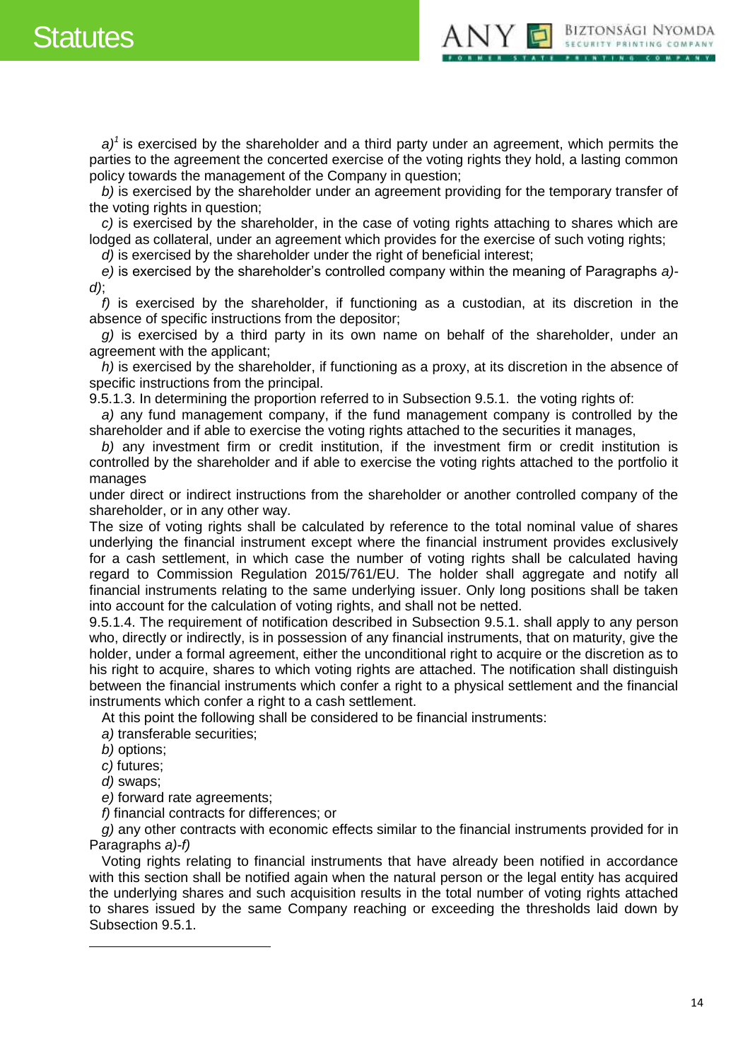*a)*[1] is exercised by the shareholder and a third party under an agreement, which permits the parties to the agreement the concerted exercise of the voting rights they hold, a lasting common policy towards the management of the Company in question;

*b)* is exercised by the shareholder under an agreement providing for the temporary transfer of the voting rights in question;

*c)* is exercised by the shareholder, in the case of voting rights attaching to shares which are lodged as collateral, under an agreement which provides for the exercise of such voting rights;

*d)* is exercised by the shareholder under the right of beneficial interest;

*e)* is exercised by the shareholder's controlled company within the meaning of Paragraphs *a)-d)*;

*f)* is exercised by the shareholder, if functioning as a custodian, at its discretion in the absence of specific instructions from the depositor;

*g)* is exercised by a third party in its own name on behalf of the shareholder, under an agreement with the applicant;

*h)* is exercised by the shareholder, if functioning as a proxy, at its discretion in the absence of specific instructions from the principal.

9.5.1.3. In determining the proportion referred to in Subsection 9.5.1. the voting rights of:

*a)* any fund management company, if the fund management company is controlled by the shareholder and if able to exercise the voting rights attached to the securities it manages,

*b)* any investment firm or credit institution, if the investment firm or credit institution is controlled by the shareholder and if able to exercise the voting rights attached to the portfolio it manages

under direct or indirect instructions from the shareholder or another controlled company of the shareholder, or in any other way.

The size of voting rights shall be calculated by reference to the total nominal value of shares underlying the financial instrument except where the financial instrument provides exclusively for a cash settlement, in which case the number of voting rights shall be calculated having regard to Commission Regulation 2015/761/EU. The holder shall aggregate and notify all financial instruments relating to the same underlying issuer. Only long positions shall be taken into account for the calculation of voting rights, and shall not be netted.

9.5.1.4. The requirement of notification described in Subsection 9.5.1. shall apply to any person who, directly or indirectly, is in possession of any financial instruments, that on maturity, give the holder, under a formal agreement, either the unconditional right to acquire or the discretion as to his right to acquire, shares to which voting rights are attached. The notification shall distinguish between the financial instruments which confer a right to a physical settlement and the financial instruments which confer a right to a cash settlement.

At this point the following shall be considered to be financial instruments:

*a)* transferable securities;

*b)* options;

*c)* futures;

*d)* swaps;

*e)* forward rate agreements;

*f)* financial contracts for differences; or

*g)* any other contracts with economic effects similar to the financial instruments provided for in Paragraphs *a)-f)*

Voting rights relating to financial instruments that have already been notified in accordance with this section shall be notified again when the natural person or the legal entity has acquired the underlying shares and such acquisition results in the total number of voting rights attached to shares issued by the same Company reaching or exceeding the thresholds laid down by Subsection 9.5.1.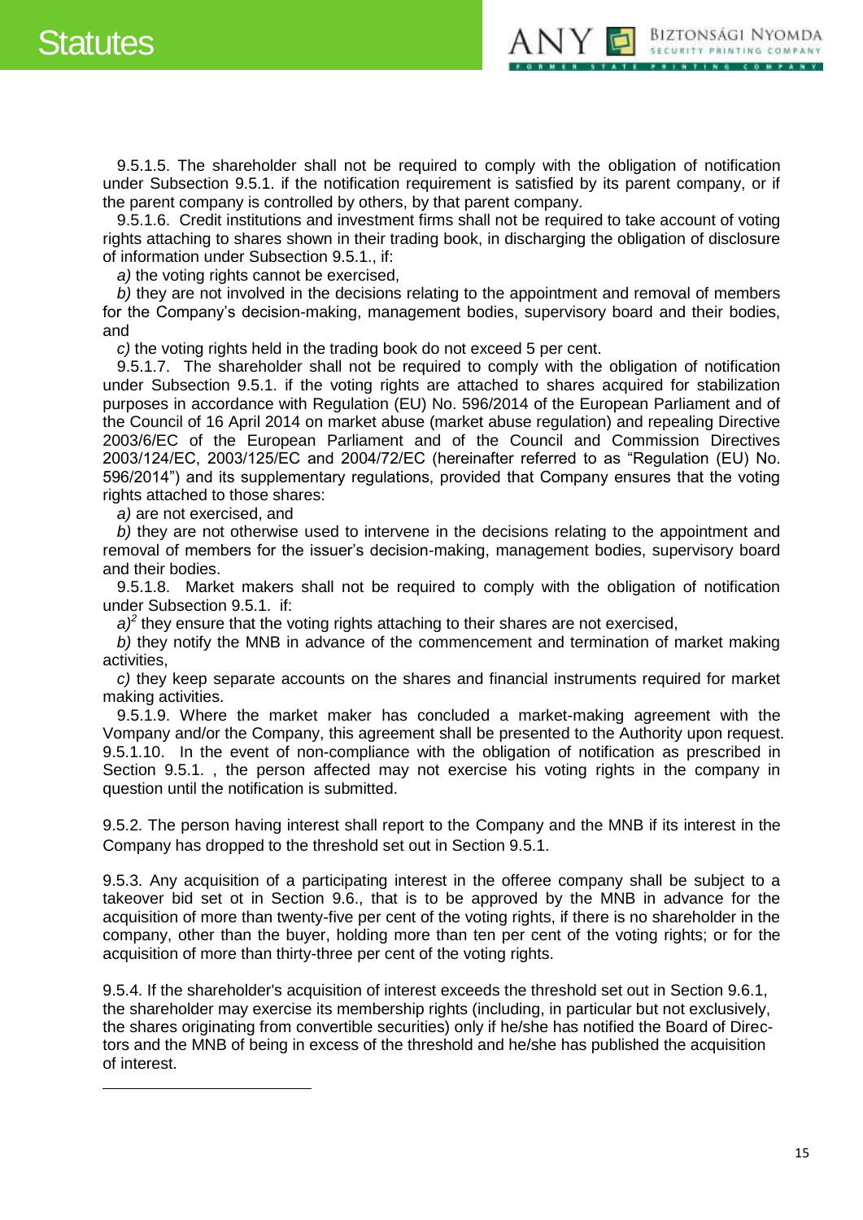9.5.1.5. The shareholder shall not be required to comply with the obligation of notification under Subsection 9.5.1. if the notification requirement is satisfied by its parent company, or if the parent company is controlled by others, by that parent company.

9.5.1.6. Credit institutions and investment firms shall not be required to take account of voting rights attaching to shares shown in their trading book, in discharging the obligation of disclosure of information under Subsection 9.5.1., if:

*a)* the voting rights cannot be exercised,

*b)* they are not involved in the decisions relating to the appointment and removal of members for the Company's decision-making, management bodies, supervisory board and their bodies, and

*c)* the voting rights held in the trading book do not exceed 5 per cent.

9.5.1.7. The shareholder shall not be required to comply with the obligation of notification under Subsection 9.5.1. if the voting rights are attached to shares acquired for stabilization purposes in accordance with Regulation (EU) No. 596/2014 of the European Parliament and of the Council of 16 April 2014 on market abuse (market abuse regulation) and repealing Directive 2003/6/EC of the European Parliament and of the Council and Commission Directives 2003/124/EC, 2003/125/EC and 2004/72/EC (hereinafter referred to as "Regulation (EU) No. 596/2014") and its supplementary regulations, provided that Company ensures that the voting rights attached to those shares:

*a)* are not exercised, and

*b)* they are not otherwise used to intervene in the decisions relating to the appointment and removal of members for the issuer's decision-making, management bodies, supervisory board and their bodies.

9.5.1.8. Market makers shall not be required to comply with the obligation of notification under Subsection 9.5.1. if:

*a)*[2] they ensure that the voting rights attaching to their shares are not exercised,

*b)* they notify the MNB in advance of the commencement and termination of market making activities,

*c)* they keep separate accounts on the shares and financial instruments required for market making activities.

9.5.1.9. Where the market maker has concluded a market-making agreement with the Vompany and/or the Company, this agreement shall be presented to the Authority upon request.

9.5.1.10. In the event of non-compliance with the obligation of notification as prescribed in Section 9.5.1. , the person affected may not exercise his voting rights in the company in question until the notification is submitted.

9.5.2. The person having interest shall report to the Company and the MNB if its interest in the Company has dropped to the threshold set out in Section 9.5.1.

9.5.3. Any acquisition of a participating interest in the offeree company shall be subject to a takeover bid set ot in Section 9.6., that is to be approved by the MNB in advance for the acquisition of more than twenty-five per cent of the voting rights, if there is no shareholder in the company, other than the buyer, holding more than ten per cent of the voting rights; or for the acquisition of more than thirty-three per cent of the voting rights.

9.5.4. If the shareholder's acquisition of interest exceeds the threshold set out in Section 9.6.1, the shareholder may exercise its membership rights (including, in particular but not exclusively, the shares originating from convertible securities) only if he/she has notified the Board of Directors and the MNB of being in excess of the threshold and he/she has published the acquisition of interest.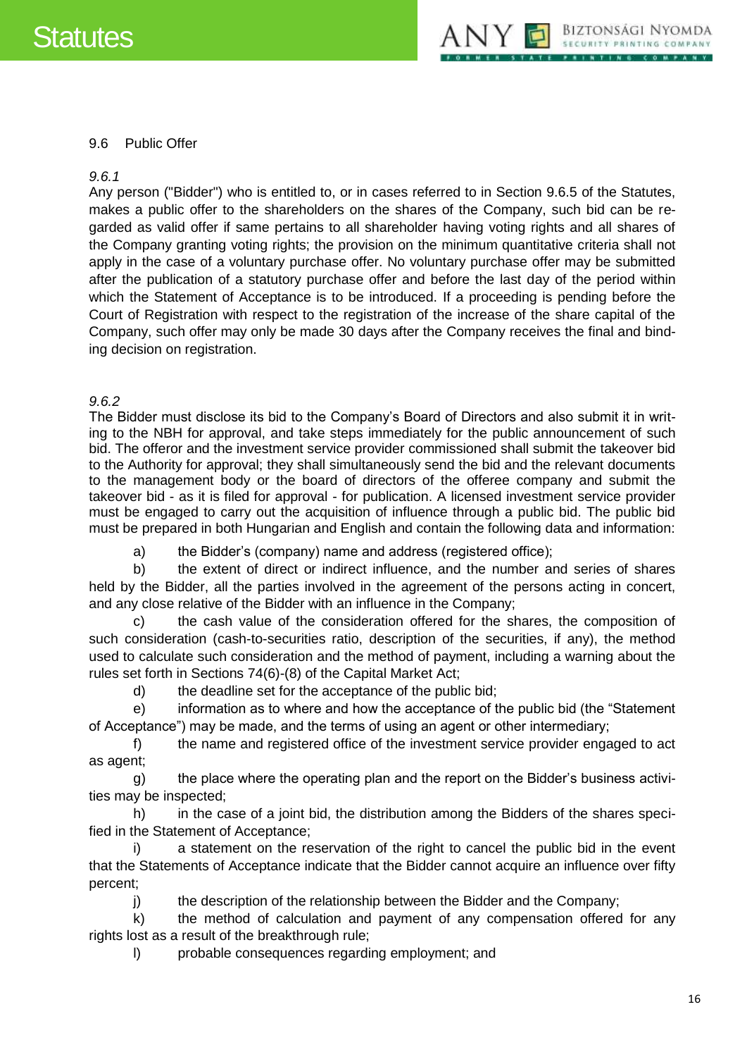## 9.6 Public Offer

*9.6.1*

Any person ("Bidder") who is entitled to, or in cases referred to in Section 9.6.5 of the Statutes, makes a public offer to the shareholders on the shares of the Company, such bid can be regarded as valid offer if same pertains to all shareholder having voting rights and all shares of the Company granting voting rights; the provision on the minimum quantitative criteria shall not apply in the case of a voluntary purchase offer. No voluntary purchase offer may be submitted after the publication of a statutory purchase offer and before the last day of the period within which the Statement of Acceptance is to be introduced. If a proceeding is pending before the Court of Registration with respect to the registration of the increase of the share capital of the Company, such offer may only be made 30 days after the Company receives the final and binding decision on registration.

*9.6.2*

The Bidder must disclose its bid to the Company's Board of Directors and also submit it in writing to the NBH for approval, and take steps immediately for the public announcement of such bid. The offeror and the investment service provider commissioned shall submit the takeover bid to the Authority for approval; they shall simultaneously send the bid and the relevant documents to the management body or the board of directors of the offeree company and submit the takeover bid - as it is filed for approval - for publication. A licensed investment service provider must be engaged to carry out the acquisition of influence through a public bid. The public bid must be prepared in both Hungarian and English and contain the following data and information:

a) the Bidder's (company) name and address (registered office);

b) the extent of direct or indirect influence, and the number and series of shares held by the Bidder, all the parties involved in the agreement of the persons acting in concert, and any close relative of the Bidder with an influence in the Company;

c) the cash value of the consideration offered for the shares, the composition of such consideration (cash-to-securities ratio, description of the securities, if any), the method used to calculate such consideration and the method of payment, including a warning about the rules set forth in Sections 74(6)-(8) of the Capital Market Act;

d) the deadline set for the acceptance of the public bid;

e) information as to where and how the acceptance of the public bid (the "Statement of Acceptance") may be made, and the terms of using an agent or other intermediary;

f) the name and registered office of the investment service provider engaged to act as agent;

g) the place where the operating plan and the report on the Bidder's business activities may be inspected;

h) in the case of a joint bid, the distribution among the Bidders of the shares specified in the Statement of Acceptance;

i) a statement on the reservation of the right to cancel the public bid in the event that the Statements of Acceptance indicate that the Bidder cannot acquire an influence over fifty percent;

j) the description of the relationship between the Bidder and the Company;

k) the method of calculation and payment of any compensation offered for any rights lost as a result of the breakthrough rule;

l) probable consequences regarding employment; and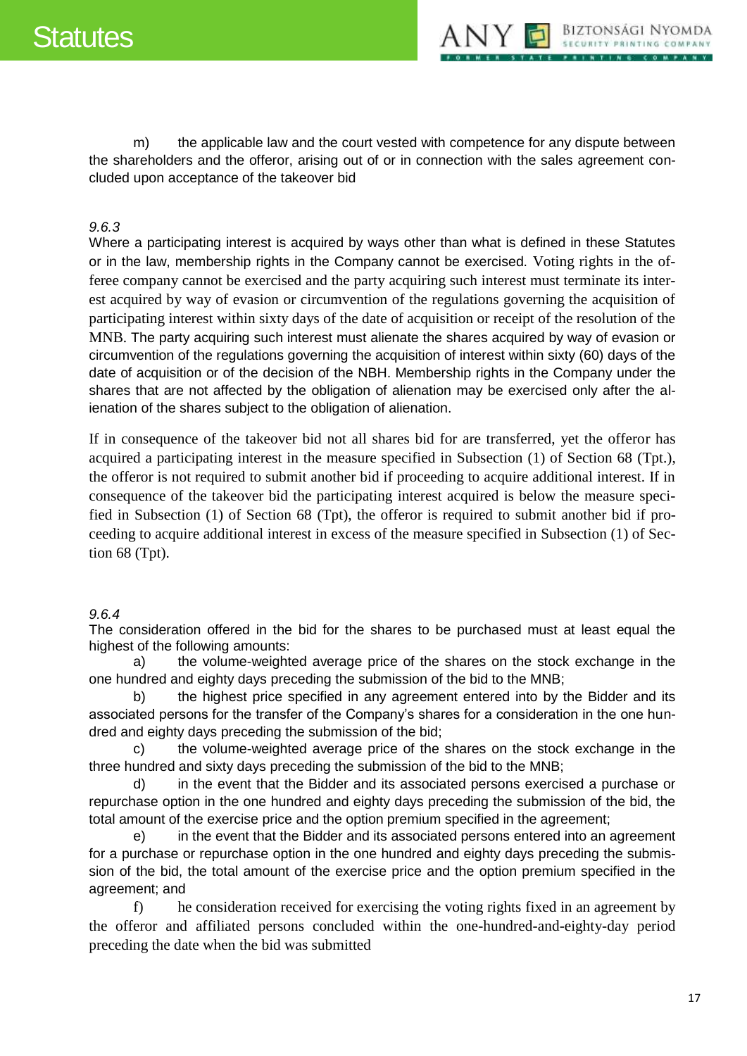m) the applicable law and the court vested with competence for any dispute between the shareholders and the offeror, arising out of or in connection with the sales agreement concluded upon acceptance of the takeover bid

*9.6.3*

Where a participating interest is acquired by ways other than what is defined in these Statutes or in the law, membership rights in the Company cannot be exercised. Voting rights in the offeree company cannot be exercised and the party acquiring such interest must terminate its interest acquired by way of evasion or circumvention of the regulations governing the acquisition of participating interest within sixty days of the date of acquisition or receipt of the resolution of the MNB. The party acquiring such interest must alienate the shares acquired by way of evasion or circumvention of the regulations governing the acquisition of interest within sixty (60) days of the date of acquisition or of the decision of the NBH. Membership rights in the Company under the shares that are not affected by the obligation of alienation may be exercised only after the alienation of the shares subject to the obligation of alienation.

If in consequence of the takeover bid not all shares bid for are transferred, yet the offeror has acquired a participating interest in the measure specified in Subsection (1) of Section 68 (Tpt.), the offeror is not required to submit another bid if proceeding to acquire additional interest. If in consequence of the takeover bid the participating interest acquired is below the measure specified in Subsection (1) of Section 68 (Tpt), the offeror is required to submit another bid if proceeding to acquire additional interest in excess of the measure specified in Subsection (1) of Section 68 (Tpt).

*9.6.4*

The consideration offered in the bid for the shares to be purchased must at least equal the highest of the following amounts:

a) the volume-weighted average price of the shares on the stock exchange in the one hundred and eighty days preceding the submission of the bid to the MNB;

b) the highest price specified in any agreement entered into by the Bidder and its associated persons for the transfer of the Company's shares for a consideration in the one hundred and eighty days preceding the submission of the bid;

c) the volume-weighted average price of the shares on the stock exchange in the three hundred and sixty days preceding the submission of the bid to the MNB;

d) in the event that the Bidder and its associated persons exercised a purchase or repurchase option in the one hundred and eighty days preceding the submission of the bid, the total amount of the exercise price and the option premium specified in the agreement;

e) in the event that the Bidder and its associated persons entered into an agreement for a purchase or repurchase option in the one hundred and eighty days preceding the submission of the bid, the total amount of the exercise price and the option premium specified in the agreement; and

f) he consideration received for exercising the voting rights fixed in an agreement by the offeror and affiliated persons concluded within the one-hundred-and-eighty-day period preceding the date when the bid was submitted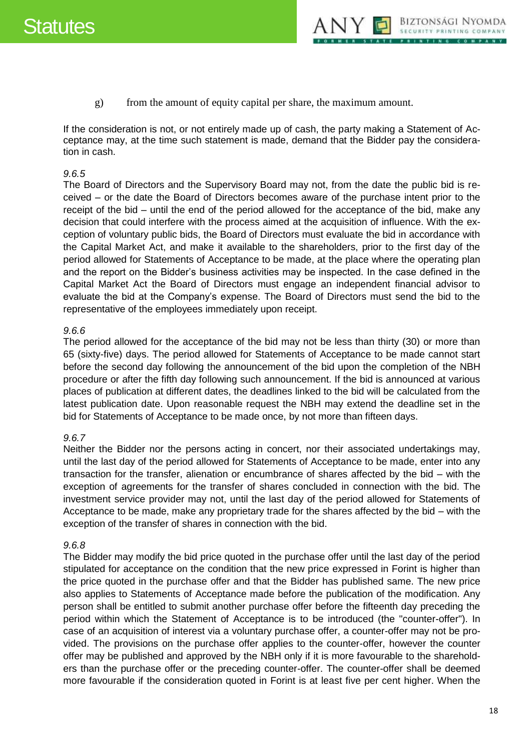g) from the amount of equity capital per share, the maximum amount.

If the consideration is not, or not entirely made up of cash, the party making a Statement of Acceptance may, at the time such statement is made, demand that the Bidder pay the consideration in cash.

*9.6.5*

The Board of Directors and the Supervisory Board may not, from the date the public bid is received – or the date the Board of Directors becomes aware of the purchase intent prior to the receipt of the bid – until the end of the period allowed for the acceptance of the bid, make any decision that could interfere with the process aimed at the acquisition of influence. With the exception of voluntary public bids, the Board of Directors must evaluate the bid in accordance with the Capital Market Act, and make it available to the shareholders, prior to the first day of the period allowed for Statements of Acceptance to be made, at the place where the operating plan and the report on the Bidder's business activities may be inspected. In the case defined in the Capital Market Act the Board of Directors must engage an independent financial advisor to evaluate the bid at the Company's expense. The Board of Directors must send the bid to the representative of the employees immediately upon receipt.

*9.6.6*

The period allowed for the acceptance of the bid may not be less than thirty (30) or more than 65 (sixty-five) days. The period allowed for Statements of Acceptance to be made cannot start before the second day following the announcement of the bid upon the completion of the NBH procedure or after the fifth day following such announcement. If the bid is announced at various places of publication at different dates, the deadlines linked to the bid will be calculated from the latest publication date. Upon reasonable request the NBH may extend the deadline set in the bid for Statements of Acceptance to be made once, by not more than fifteen days.

*9.6.7*

Neither the Bidder nor the persons acting in concert, nor their associated undertakings may, until the last day of the period allowed for Statements of Acceptance to be made, enter into any transaction for the transfer, alienation or encumbrance of shares affected by the bid – with the exception of agreements for the transfer of shares concluded in connection with the bid. The investment service provider may not, until the last day of the period allowed for Statements of Acceptance to be made, make any proprietary trade for the shares affected by the bid – with the exception of the transfer of shares in connection with the bid.

*9.6.8*

The Bidder may modify the bid price quoted in the purchase offer until the last day of the period stipulated for acceptance on the condition that the new price expressed in Forint is higher than the price quoted in the purchase offer and that the Bidder has published same. The new price also applies to Statements of Acceptance made before the publication of the modification. Any person shall be entitled to submit another purchase offer before the fifteenth day preceding the period within which the Statement of Acceptance is to be introduced (the "counter-offer"). In case of an acquisition of interest via a voluntary purchase offer, a counter-offer may not be provided. The provisions on the purchase offer applies to the counter-offer, however the counter offer may be published and approved by the NBH only if it is more favourable to the shareholders than the purchase offer or the preceding counter-offer. The counter-offer shall be deemed more favourable if the consideration quoted in Forint is at least five per cent higher. When the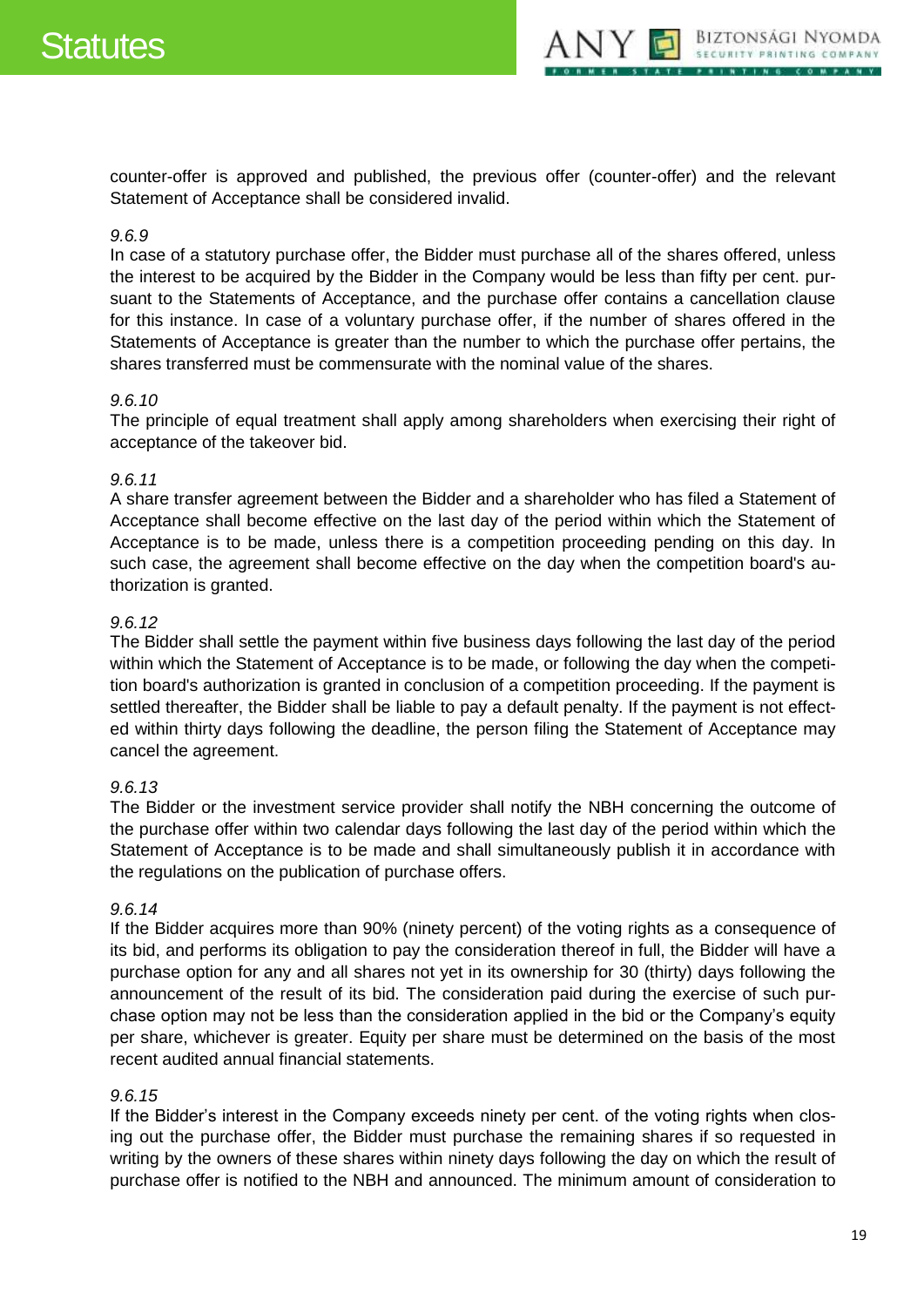counter-offer is approved and published, the previous offer (counter-offer) and the relevant Statement of Acceptance shall be considered invalid.

*9.6.9*

In case of a statutory purchase offer, the Bidder must purchase all of the shares offered, unless the interest to be acquired by the Bidder in the Company would be less than fifty per cent. pursuant to the Statements of Acceptance, and the purchase offer contains a cancellation clause for this instance. In case of a voluntary purchase offer, if the number of shares offered in the Statements of Acceptance is greater than the number to which the purchase offer pertains, the shares transferred must be commensurate with the nominal value of the shares.

*9.6.10*

The principle of equal treatment shall apply among shareholders when exercising their right of acceptance of the takeover bid.

*9.6.11*

A share transfer agreement between the Bidder and a shareholder who has filed a Statement of Acceptance shall become effective on the last day of the period within which the Statement of Acceptance is to be made, unless there is a competition proceeding pending on this day. In such case, the agreement shall become effective on the day when the competition board's authorization is granted.

*9.6.12*

The Bidder shall settle the payment within five business days following the last day of the period within which the Statement of Acceptance is to be made, or following the day when the competition board's authorization is granted in conclusion of a competition proceeding. If the payment is settled thereafter, the Bidder shall be liable to pay a default penalty. If the payment is not effected within thirty days following the deadline, the person filing the Statement of Acceptance may cancel the agreement.

*9.6.13*

The Bidder or the investment service provider shall notify the NBH concerning the outcome of the purchase offer within two calendar days following the last day of the period within which the Statement of Acceptance is to be made and shall simultaneously publish it in accordance with the regulations on the publication of purchase offers.

*9.6.14*

If the Bidder acquires more than 90% (ninety percent) of the voting rights as a consequence of its bid, and performs its obligation to pay the consideration thereof in full, the Bidder will have a purchase option for any and all shares not yet in its ownership for 30 (thirty) days following the announcement of the result of its bid. The consideration paid during the exercise of such purchase option may not be less than the consideration applied in the bid or the Company's equity per share, whichever is greater. Equity per share must be determined on the basis of the most recent audited annual financial statements.

*9.6.15*

If the Bidder's interest in the Company exceeds ninety per cent. of the voting rights when closing out the purchase offer, the Bidder must purchase the remaining shares if so requested in writing by the owners of these shares within ninety days following the day on which the result of purchase offer is notified to the NBH and announced. The minimum amount of consideration to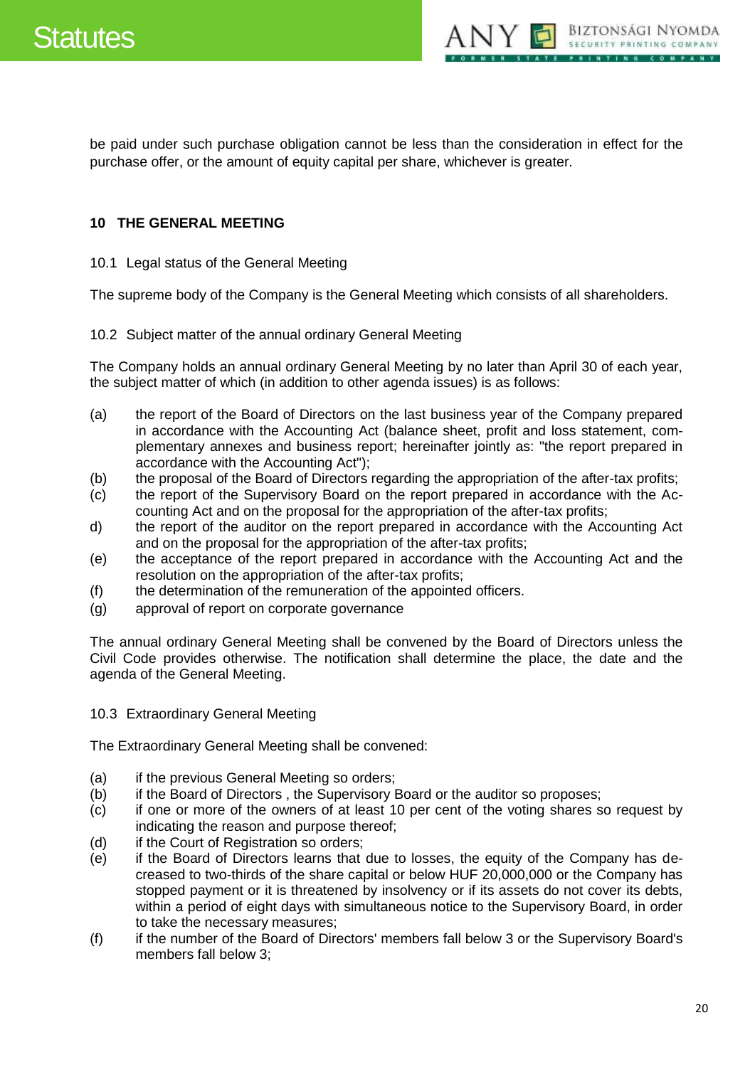be paid under such purchase obligation cannot be less than the consideration in effect for the purchase offer, or the amount of equity capital per share, whichever is greater.

## 10 THE GENERAL MEETING

### 10.1 Legal status of the General Meeting

The supreme body of the Company is the General Meeting which consists of all shareholders.

### 10.2 Subject matter of the annual ordinary General Meeting

The Company holds an annual ordinary General Meeting by no later than April 30 of each year, the subject matter of which (in addition to other agenda issues) is as follows:

(a) the report of the Board of Directors on the last business year of the Company prepared in accordance with the Accounting Act (balance sheet, profit and loss statement, complementary annexes and business report; hereinafter jointly as: "the report prepared in accordance with the Accounting Act");
(b) the proposal of the Board of Directors regarding the appropriation of the after-tax profits;
(c) the report of the Supervisory Board on the report prepared in accordance with the Accounting Act and on the proposal for the appropriation of the after-tax profits;
d) the report of the auditor on the report prepared in accordance with the Accounting Act and on the proposal for the appropriation of the after-tax profits;
(e) the acceptance of the report prepared in accordance with the Accounting Act and the resolution on the appropriation of the after-tax profits;
(f) the determination of the remuneration of the appointed officers.
(g) approval of report on corporate governance

The annual ordinary General Meeting shall be convened by the Board of Directors unless the Civil Code provides otherwise. The notification shall determine the place, the date and the agenda of the General Meeting.

### 10.3 Extraordinary General Meeting

The Extraordinary General Meeting shall be convened:

(a) if the previous General Meeting so orders;
(b) if the Board of Directors , the Supervisory Board or the auditor so proposes;
(c) if one or more of the owners of at least 10 per cent of the voting shares so request by indicating the reason and purpose thereof;
(d) if the Court of Registration so orders;
(e) if the Board of Directors learns that due to losses, the equity of the Company has decreased to two-thirds of the share capital or below HUF 20,000,000 or the Company has stopped payment or it is threatened by insolvency or if its assets do not cover its debts, within a period of eight days with simultaneous notice to the Supervisory Board, in order to take the necessary measures;
(f) if the number of the Board of Directors' members fall below 3 or the Supervisory Board's members fall below 3;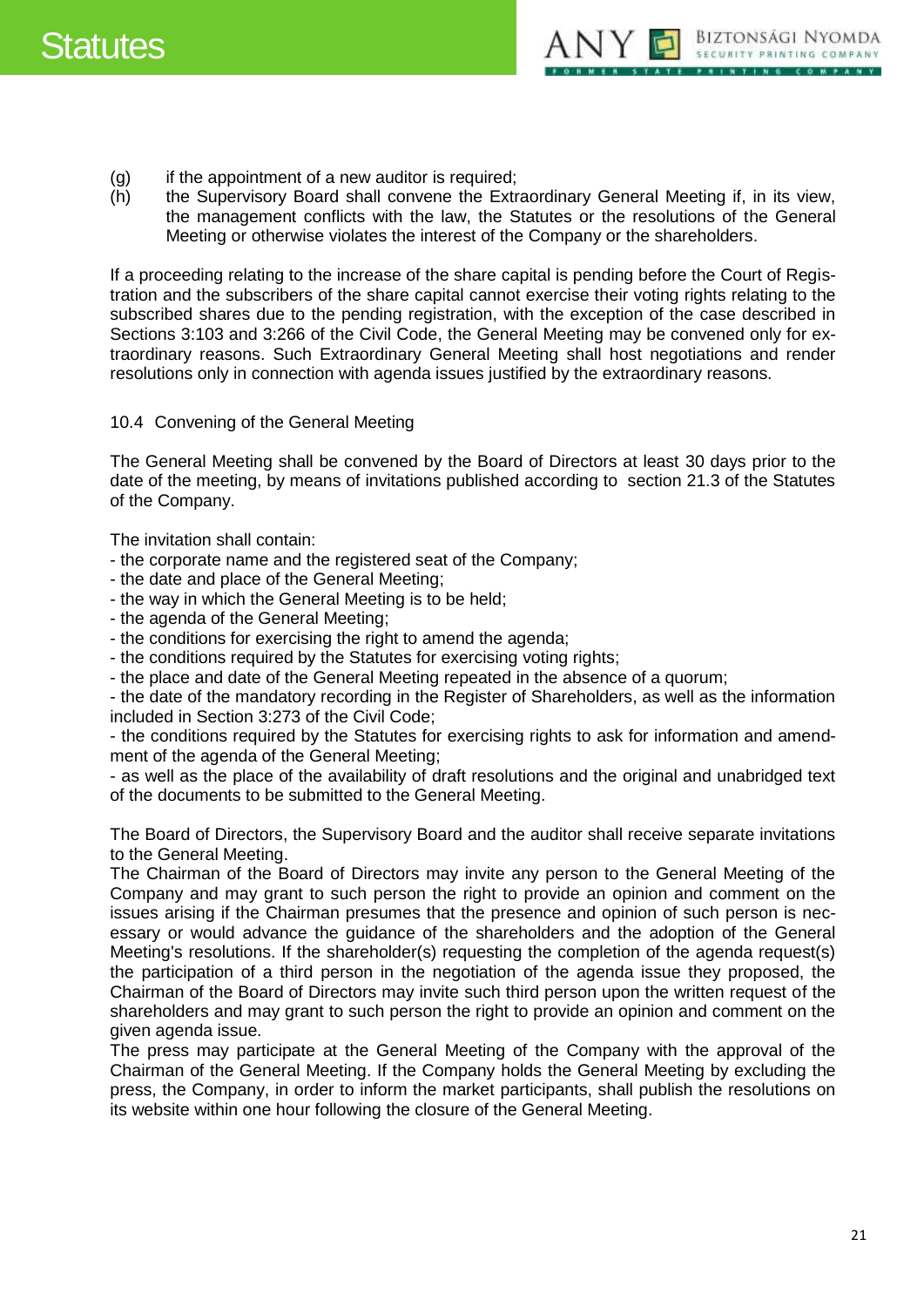(g) if the appointment of a new auditor is required;

(h) the Supervisory Board shall convene the Extraordinary General Meeting if, in its view, the management conflicts with the law, the Statutes or the resolutions of the General Meeting or otherwise violates the interest of the Company or the shareholders.

If a proceeding relating to the increase of the share capital is pending before the Court of Registration and the subscribers of the share capital cannot exercise their voting rights relating to the subscribed shares due to the pending registration, with the exception of the case described in Sections 3:103 and 3:266 of the Civil Code, the General Meeting may be convened only for extraordinary reasons. Such Extraordinary General Meeting shall host negotiations and render resolutions only in connection with agenda issues justified by the extraordinary reasons.

### 10.4 Convening of the General Meeting

The General Meeting shall be convened by the Board of Directors at least 30 days prior to the date of the meeting, by means of invitations published according to section 21.3 of the Statutes of the Company.

The invitation shall contain:

- the corporate name and the registered seat of the Company;
- the date and place of the General Meeting;
- the way in which the General Meeting is to be held;
- the agenda of the General Meeting;
- the conditions for exercising the right to amend the agenda;
- the conditions required by the Statutes for exercising voting rights;
- the place and date of the General Meeting repeated in the absence of a quorum;
- the date of the mandatory recording in the Register of Shareholders, as well as the information included in Section 3:273 of the Civil Code;
- the conditions required by the Statutes for exercising rights to ask for information and amendment of the agenda of the General Meeting;
- as well as the place of the availability of draft resolutions and the original and unabridged text of the documents to be submitted to the General Meeting.

The Board of Directors, the Supervisory Board and the auditor shall receive separate invitations to the General Meeting.

The Chairman of the Board of Directors may invite any person to the General Meeting of the Company and may grant to such person the right to provide an opinion and comment on the issues arising if the Chairman presumes that the presence and opinion of such person is necessary or would advance the guidance of the shareholders and the adoption of the General Meeting's resolutions. If the shareholder(s) requesting the completion of the agenda request(s) the participation of a third person in the negotiation of the agenda issue they proposed, the Chairman of the Board of Directors may invite such third person upon the written request of the shareholders and may grant to such person the right to provide an opinion and comment on the given agenda issue.

The press may participate at the General Meeting of the Company with the approval of the Chairman of the General Meeting. If the Company holds the General Meeting by excluding the press, the Company, in order to inform the market participants, shall publish the resolutions on its website within one hour following the closure of the General Meeting.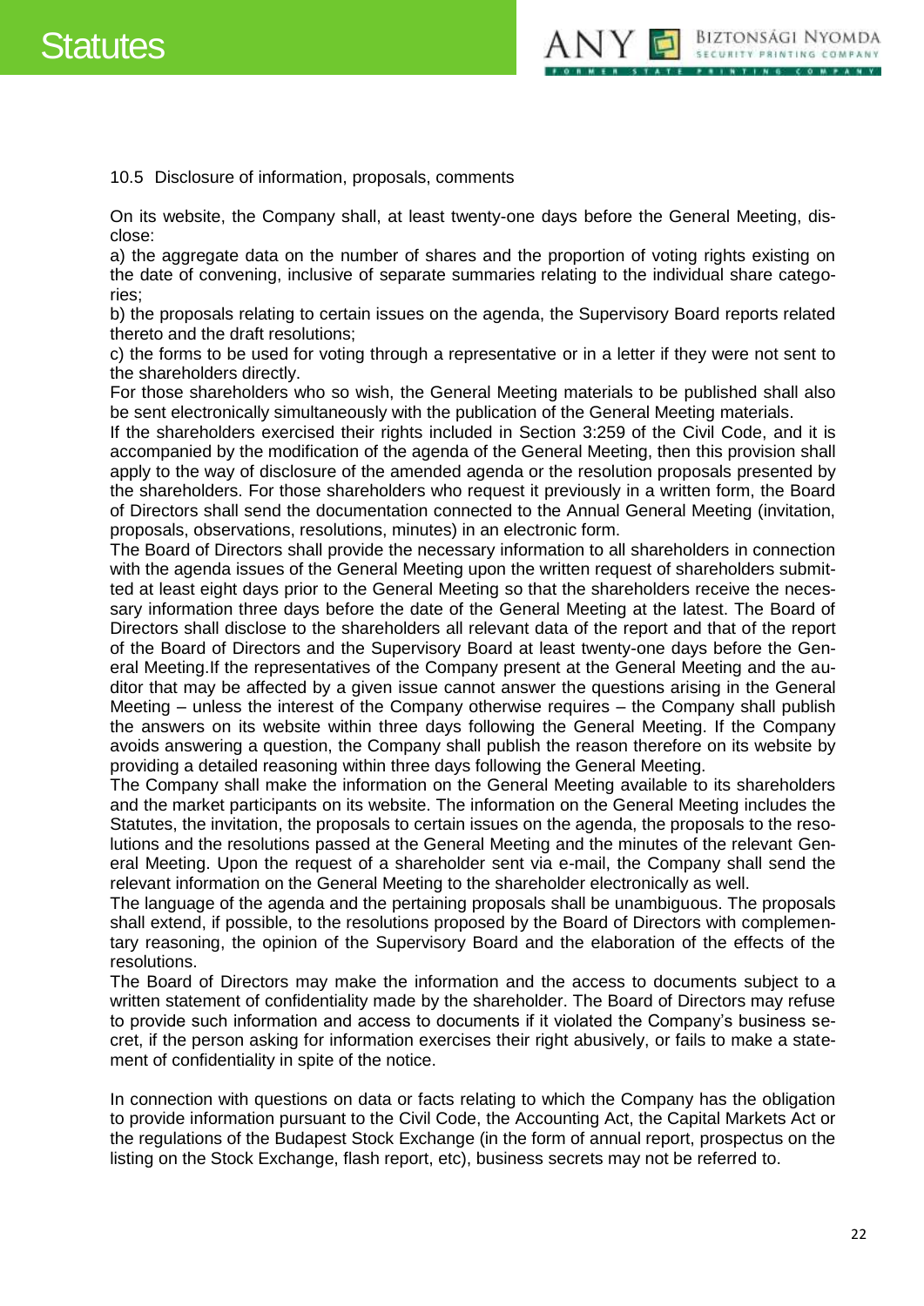### 10.5 Disclosure of information, proposals, comments

On its website, the Company shall, at least twenty-one days before the General Meeting, disclose:

a) the aggregate data on the number of shares and the proportion of voting rights existing on the date of convening, inclusive of separate summaries relating to the individual share categories;

b) the proposals relating to certain issues on the agenda, the Supervisory Board reports related thereto and the draft resolutions;

c) the forms to be used for voting through a representative or in a letter if they were not sent to the shareholders directly.

For those shareholders who so wish, the General Meeting materials to be published shall also be sent electronically simultaneously with the publication of the General Meeting materials.

If the shareholders exercised their rights included in Section 3:259 of the Civil Code, and it is accompanied by the modification of the agenda of the General Meeting, then this provision shall apply to the way of disclosure of the amended agenda or the resolution proposals presented by the shareholders. For those shareholders who request it previously in a written form, the Board of Directors shall send the documentation connected to the Annual General Meeting (invitation, proposals, observations, resolutions, minutes) in an electronic form.

The Board of Directors shall provide the necessary information to all shareholders in connection with the agenda issues of the General Meeting upon the written request of shareholders submitted at least eight days prior to the General Meeting so that the shareholders receive the necessary information three days before the date of the General Meeting at the latest. The Board of Directors shall disclose to the shareholders all relevant data of the report and that of the report of the Board of Directors and the Supervisory Board at least twenty-one days before the General Meeting.If the representatives of the Company present at the General Meeting and the auditor that may be affected by a given issue cannot answer the questions arising in the General Meeting – unless the interest of the Company otherwise requires – the Company shall publish the answers on its website within three days following the General Meeting. If the Company avoids answering a question, the Company shall publish the reason therefore on its website by providing a detailed reasoning within three days following the General Meeting.

The Company shall make the information on the General Meeting available to its shareholders and the market participants on its website. The information on the General Meeting includes the Statutes, the invitation, the proposals to certain issues on the agenda, the proposals to the resolutions and the resolutions passed at the General Meeting and the minutes of the relevant General Meeting. Upon the request of a shareholder sent via e-mail, the Company shall send the relevant information on the General Meeting to the shareholder electronically as well.

The language of the agenda and the pertaining proposals shall be unambiguous. The proposals shall extend, if possible, to the resolutions proposed by the Board of Directors with complementary reasoning, the opinion of the Supervisory Board and the elaboration of the effects of the resolutions.

The Board of Directors may make the information and the access to documents subject to a written statement of confidentiality made by the shareholder. The Board of Directors may refuse to provide such information and access to documents if it violated the Company's business secret, if the person asking for information exercises their right abusively, or fails to make a statement of confidentiality in spite of the notice.

In connection with questions on data or facts relating to which the Company has the obligation to provide information pursuant to the Civil Code, the Accounting Act, the Capital Markets Act or the regulations of the Budapest Stock Exchange (in the form of annual report, prospectus on the listing on the Stock Exchange, flash report, etc), business secrets may not be referred to.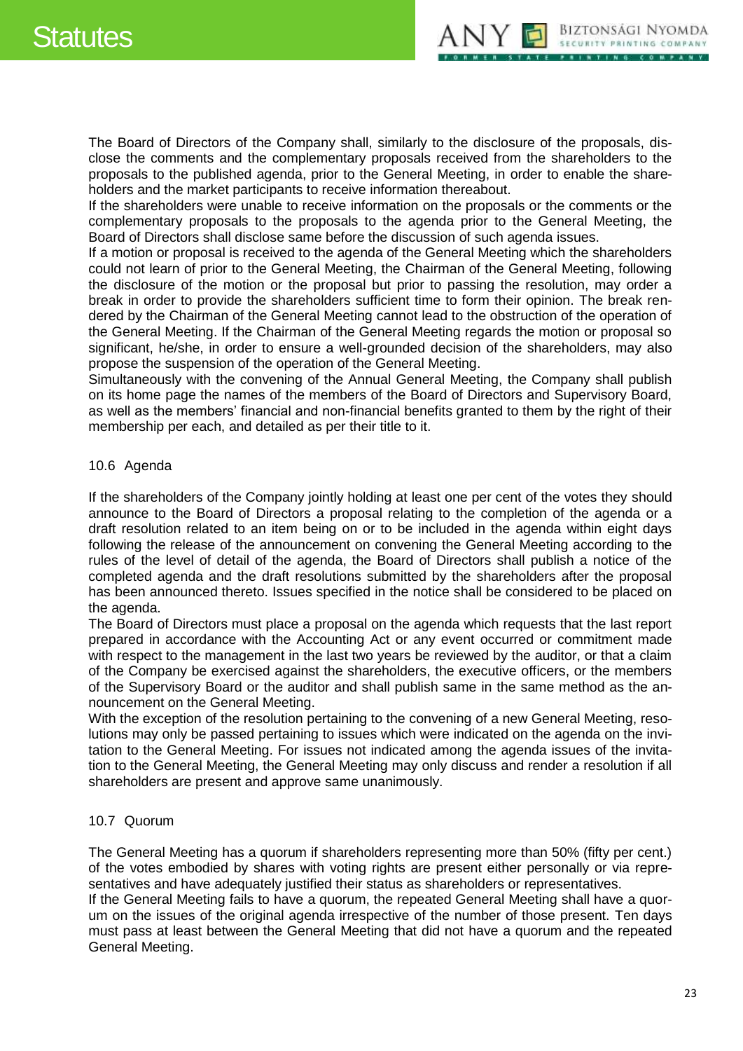The Board of Directors of the Company shall, similarly to the disclosure of the proposals, disclose the comments and the complementary proposals received from the shareholders to the proposals to the published agenda, prior to the General Meeting, in order to enable the shareholders and the market participants to receive information thereabout.
If the shareholders were unable to receive information on the proposals or the comments or the complementary proposals to the proposals to the agenda prior to the General Meeting, the Board of Directors shall disclose same before the discussion of such agenda issues.
If a motion or proposal is received to the agenda of the General Meeting which the shareholders could not learn of prior to the General Meeting, the Chairman of the General Meeting, following the disclosure of the motion or the proposal but prior to passing the resolution, may order a break in order to provide the shareholders sufficient time to form their opinion. The break rendered by the Chairman of the General Meeting cannot lead to the obstruction of the operation of the General Meeting. If the Chairman of the General Meeting regards the motion or proposal so significant, he/she, in order to ensure a well-grounded decision of the shareholders, may also propose the suspension of the operation of the General Meeting.
Simultaneously with the convening of the Annual General Meeting, the Company shall publish on its home page the names of the members of the Board of Directors and Supervisory Board, as well as the members' financial and non-financial benefits granted to them by the right of their membership per each, and detailed as per their title to it.

### 10.6 Agenda

If the shareholders of the Company jointly holding at least one per cent of the votes they should announce to the Board of Directors a proposal relating to the completion of the agenda or a draft resolution related to an item being on or to be included in the agenda within eight days following the release of the announcement on convening the General Meeting according to the rules of the level of detail of the agenda, the Board of Directors shall publish a notice of the completed agenda and the draft resolutions submitted by the shareholders after the proposal has been announced thereto. Issues specified in the notice shall be considered to be placed on the agenda.
The Board of Directors must place a proposal on the agenda which requests that the last report prepared in accordance with the Accounting Act or any event occurred or commitment made with respect to the management in the last two years be reviewed by the auditor, or that a claim of the Company be exercised against the shareholders, the executive officers, or the members of the Supervisory Board or the auditor and shall publish same in the same method as the announcement on the General Meeting.
With the exception of the resolution pertaining to the convening of a new General Meeting, resolutions may only be passed pertaining to issues which were indicated on the agenda on the invitation to the General Meeting. For issues not indicated among the agenda issues of the invitation to the General Meeting, the General Meeting may only discuss and render a resolution if all shareholders are present and approve same unanimously.

### 10.7 Quorum

The General Meeting has a quorum if shareholders representing more than 50% (fifty per cent.) of the votes embodied by shares with voting rights are present either personally or via representatives and have adequately justified their status as shareholders or representatives.
If the General Meeting fails to have a quorum, the repeated General Meeting shall have a quorum on the issues of the original agenda irrespective of the number of those present. Ten days must pass at least between the General Meeting that did not have a quorum and the repeated General Meeting.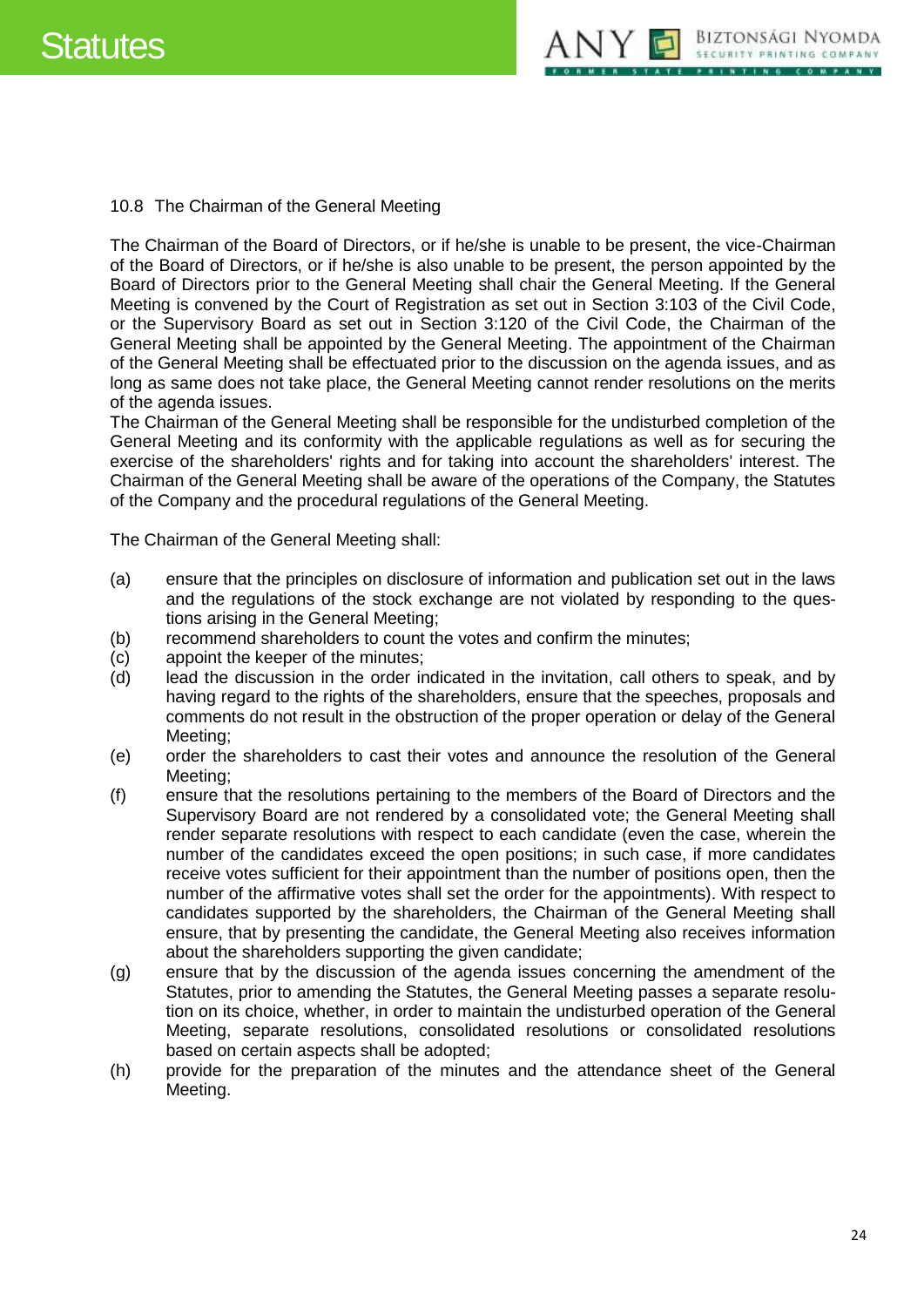### 10.8 The Chairman of the General Meeting

The Chairman of the Board of Directors, or if he/she is unable to be present, the vice-Chairman of the Board of Directors, or if he/she is also unable to be present, the person appointed by the Board of Directors prior to the General Meeting shall chair the General Meeting. If the General Meeting is convened by the Court of Registration as set out in Section 3:103 of the Civil Code, or the Supervisory Board as set out in Section 3:120 of the Civil Code, the Chairman of the General Meeting shall be appointed by the General Meeting. The appointment of the Chairman of the General Meeting shall be effectuated prior to the discussion on the agenda issues, and as long as same does not take place, the General Meeting cannot render resolutions on the merits of the agenda issues.
The Chairman of the General Meeting shall be responsible for the undisturbed completion of the General Meeting and its conformity with the applicable regulations as well as for securing the exercise of the shareholders' rights and for taking into account the shareholders' interest. The Chairman of the General Meeting shall be aware of the operations of the Company, the Statutes of the Company and the procedural regulations of the General Meeting.

The Chairman of the General Meeting shall:

(a) ensure that the principles on disclosure of information and publication set out in the laws and the regulations of the stock exchange are not violated by responding to the questions arising in the General Meeting;
(b) recommend shareholders to count the votes and confirm the minutes;
(c) appoint the keeper of the minutes;
(d) lead the discussion in the order indicated in the invitation, call others to speak, and by having regard to the rights of the shareholders, ensure that the speeches, proposals and comments do not result in the obstruction of the proper operation or delay of the General Meeting;
(e) order the shareholders to cast their votes and announce the resolution of the General Meeting;
(f) ensure that the resolutions pertaining to the members of the Board of Directors and the Supervisory Board are not rendered by a consolidated vote; the General Meeting shall render separate resolutions with respect to each candidate (even the case, wherein the number of the candidates exceed the open positions; in such case, if more candidates receive votes sufficient for their appointment than the number of positions open, then the number of the affirmative votes shall set the order for the appointments). With respect to candidates supported by the shareholders, the Chairman of the General Meeting shall ensure, that by presenting the candidate, the General Meeting also receives information about the shareholders supporting the given candidate;
(g) ensure that by the discussion of the agenda issues concerning the amendment of the Statutes, prior to amending the Statutes, the General Meeting passes a separate resolution on its choice, whether, in order to maintain the undisturbed operation of the General Meeting, separate resolutions, consolidated resolutions or consolidated resolutions based on certain aspects shall be adopted;
(h) provide for the preparation of the minutes and the attendance sheet of the General Meeting.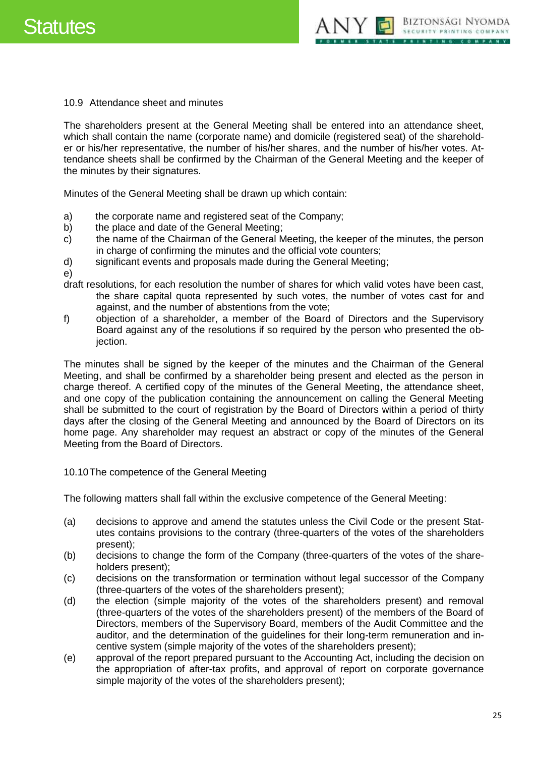10.9 Attendance sheet and minutes

The shareholders present at the General Meeting shall be entered into an attendance sheet, which shall contain the name (corporate name) and domicile (registered seat) of the shareholder or his/her representative, the number of his/her shares, and the number of his/her votes. Attendance sheets shall be confirmed by the Chairman of the General Meeting and the keeper of the minutes by their signatures.

Minutes of the General Meeting shall be drawn up which contain:

a) the corporate name and registered seat of the Company;
b) the place and date of the General Meeting;
c) the name of the Chairman of the General Meeting, the keeper of the minutes, the person in charge of confirming the minutes and the official vote counters;
d) significant events and proposals made during the General Meeting;
e) draft resolutions, for each resolution the number of shares for which valid votes have been cast, the share capital quota represented by such votes, the number of votes cast for and against, and the number of abstentions from the vote;
f) objection of a shareholder, a member of the Board of Directors and the Supervisory Board against any of the resolutions if so required by the person who presented the objection.

The minutes shall be signed by the keeper of the minutes and the Chairman of the General Meeting, and shall be confirmed by a shareholder being present and elected as the person in charge thereof. A certified copy of the minutes of the General Meeting, the attendance sheet, and one copy of the publication containing the announcement on calling the General Meeting shall be submitted to the court of registration by the Board of Directors within a period of thirty days after the closing of the General Meeting and announced by the Board of Directors on its home page. Any shareholder may request an abstract or copy of the minutes of the General Meeting from the Board of Directors.

10.10 The competence of the General Meeting

The following matters shall fall within the exclusive competence of the General Meeting:

(a) decisions to approve and amend the statutes unless the Civil Code or the present Statutes contains provisions to the contrary (three-quarters of the votes of the shareholders present);
(b) decisions to change the form of the Company (three-quarters of the votes of the shareholders present);
(c) decisions on the transformation or termination without legal successor of the Company (three-quarters of the votes of the shareholders present);
(d) the election (simple majority of the votes of the shareholders present) and removal (three-quarters of the votes of the shareholders present) of the members of the Board of Directors, members of the Supervisory Board, members of the Audit Committee and the auditor, and the determination of the guidelines for their long-term remuneration and incentive system (simple majority of the votes of the shareholders present);
(e) approval of the report prepared pursuant to the Accounting Act, including the decision on the appropriation of after-tax profits, and approval of report on corporate governance simple majority of the votes of the shareholders present);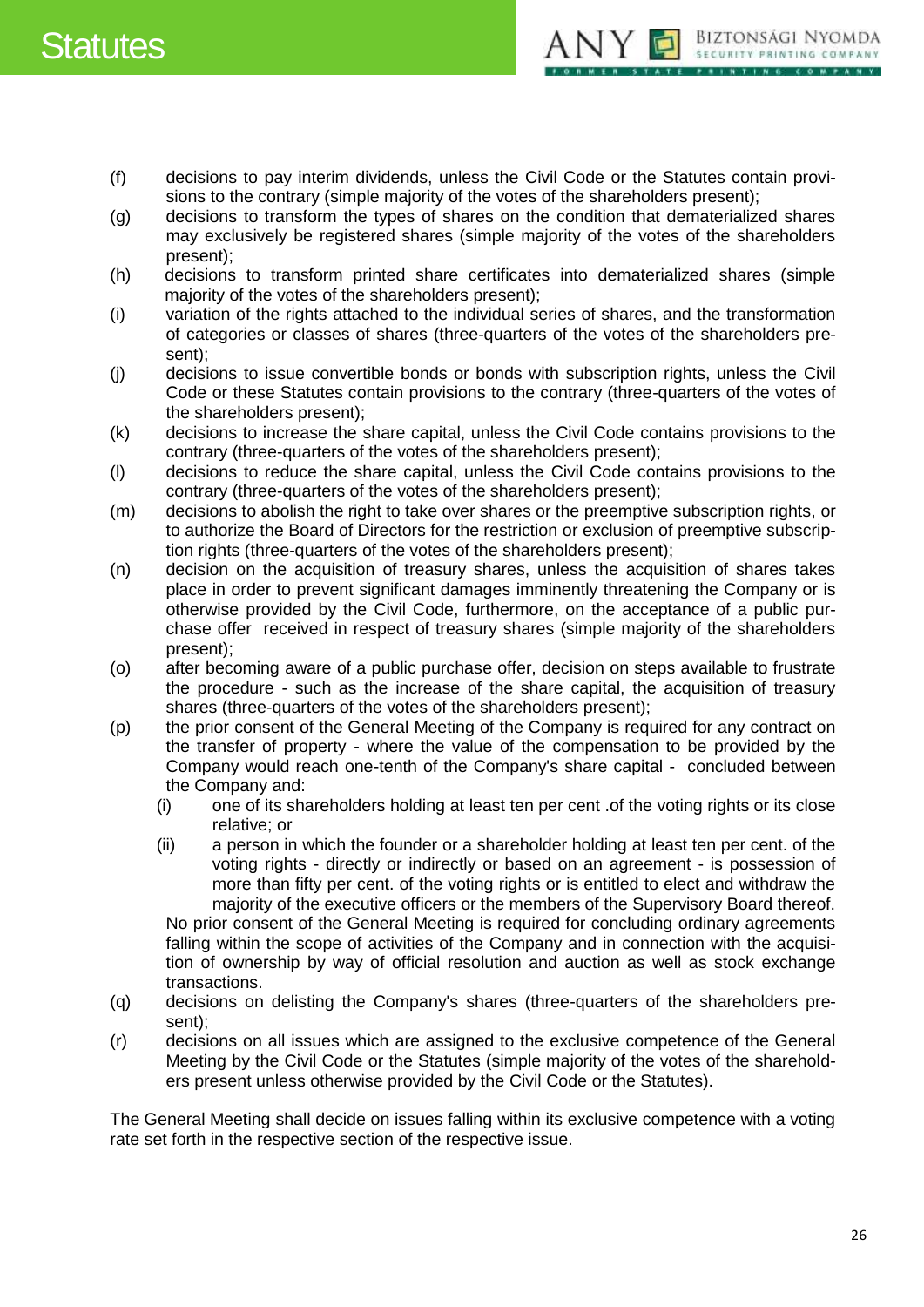(f) decisions to pay interim dividends, unless the Civil Code or the Statutes contain provisions to the contrary (simple majority of the votes of the shareholders present);

(g) decisions to transform the types of shares on the condition that dematerialized shares may exclusively be registered shares (simple majority of the votes of the shareholders present);

(h) decisions to transform printed share certificates into dematerialized shares (simple majority of the votes of the shareholders present);

(i) variation of the rights attached to the individual series of shares, and the transformation of categories or classes of shares (three-quarters of the votes of the shareholders present);

(j) decisions to issue convertible bonds or bonds with subscription rights, unless the Civil Code or these Statutes contain provisions to the contrary (three-quarters of the votes of the shareholders present);

(k) decisions to increase the share capital, unless the Civil Code contains provisions to the contrary (three-quarters of the votes of the shareholders present);

(l) decisions to reduce the share capital, unless the Civil Code contains provisions to the contrary (three-quarters of the votes of the shareholders present);

(m) decisions to abolish the right to take over shares or the preemptive subscription rights, or to authorize the Board of Directors for the restriction or exclusion of preemptive subscription rights (three-quarters of the votes of the shareholders present);

(n) decision on the acquisition of treasury shares, unless the acquisition of shares takes place in order to prevent significant damages imminently threatening the Company or is otherwise provided by the Civil Code, furthermore, on the acceptance of a public purchase offer received in respect of treasury shares (simple majority of the shareholders present);

(o) after becoming aware of a public purchase offer, decision on steps available to frustrate the procedure - such as the increase of the share capital, the acquisition of treasury shares (three-quarters of the votes of the shareholders present);

(p) the prior consent of the General Meeting of the Company is required for any contract on the transfer of property - where the value of the compensation to be provided by the Company would reach one-tenth of the Company's share capital - concluded between the Company and:

    (i) one of its shareholders holding at least ten per cent .of the voting rights or its close relative; or

    (ii) a person in which the founder or a shareholder holding at least ten per cent. of the voting rights - directly or indirectly or based on an agreement - is possession of more than fifty per cent. of the voting rights or is entitled to elect and withdraw the majority of the executive officers or the members of the Supervisory Board thereof.

    No prior consent of the General Meeting is required for concluding ordinary agreements falling within the scope of activities of the Company and in connection with the acquisition of ownership by way of official resolution and auction as well as stock exchange transactions.

(q) decisions on delisting the Company's shares (three-quarters of the shareholders present);

(r) decisions on all issues which are assigned to the exclusive competence of the General Meeting by the Civil Code or the Statutes (simple majority of the votes of the shareholders present unless otherwise provided by the Civil Code or the Statutes).

The General Meeting shall decide on issues falling within its exclusive competence with a voting rate set forth in the respective section of the respective issue.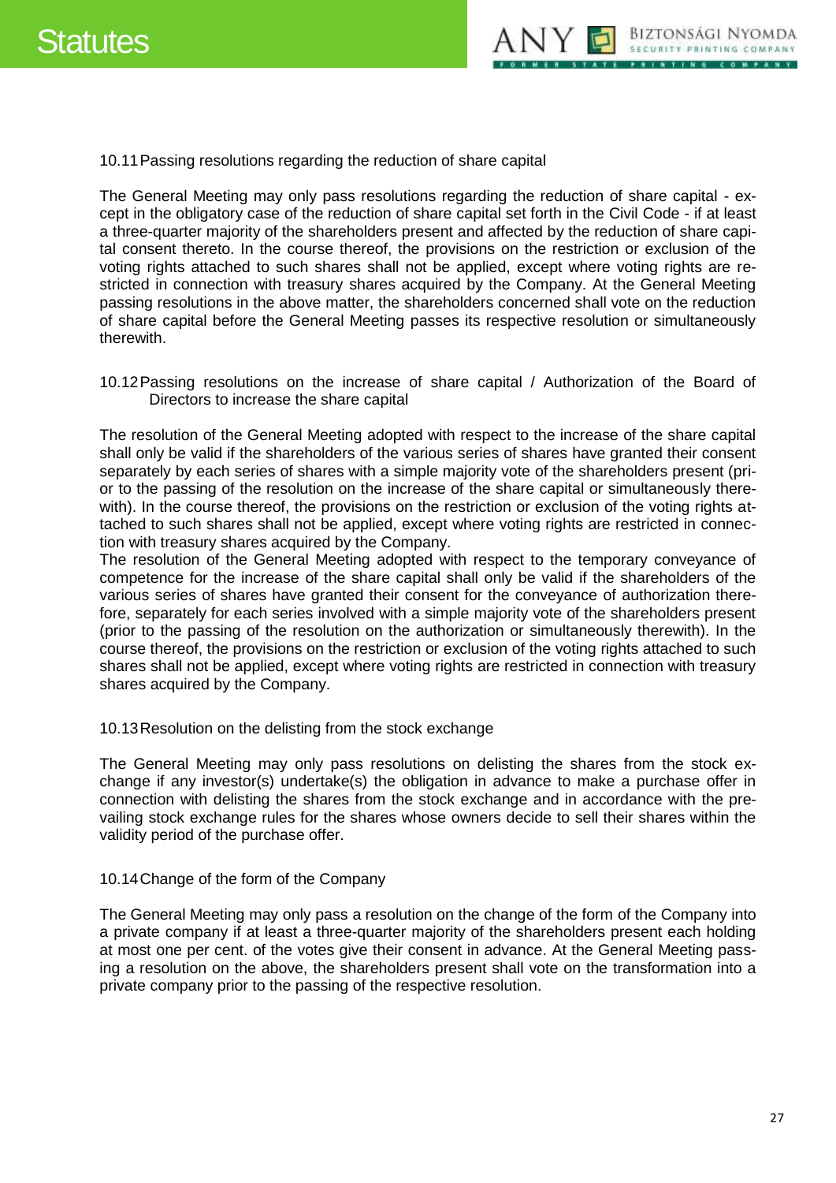### 10.11 Passing resolutions regarding the reduction of share capital

The General Meeting may only pass resolutions regarding the reduction of share capital - except in the obligatory case of the reduction of share capital set forth in the Civil Code - if at least a three-quarter majority of the shareholders present and affected by the reduction of share capital consent thereto. In the course thereof, the provisions on the restriction or exclusion of the voting rights attached to such shares shall not be applied, except where voting rights are restricted in connection with treasury shares acquired by the Company. At the General Meeting passing resolutions in the above matter, the shareholders concerned shall vote on the reduction of share capital before the General Meeting passes its respective resolution or simultaneously therewith.

### 10.12 Passing resolutions on the increase of share capital / Authorization of the Board of Directors to increase the share capital

The resolution of the General Meeting adopted with respect to the increase of the share capital shall only be valid if the shareholders of the various series of shares have granted their consent separately by each series of shares with a simple majority vote of the shareholders present (prior to the passing of the resolution on the increase of the share capital or simultaneously therewith). In the course thereof, the provisions on the restriction or exclusion of the voting rights attached to such shares shall not be applied, except where voting rights are restricted in connection with treasury shares acquired by the Company.
The resolution of the General Meeting adopted with respect to the temporary conveyance of competence for the increase of the share capital shall only be valid if the shareholders of the various series of shares have granted their consent for the conveyance of authorization therefore, separately for each series involved with a simple majority vote of the shareholders present (prior to the passing of the resolution on the authorization or simultaneously therewith). In the course thereof, the provisions on the restriction or exclusion of the voting rights attached to such shares shall not be applied, except where voting rights are restricted in connection with treasury shares acquired by the Company.

### 10.13 Resolution on the delisting from the stock exchange

The General Meeting may only pass resolutions on delisting the shares from the stock exchange if any investor(s) undertake(s) the obligation in advance to make a purchase offer in connection with delisting the shares from the stock exchange and in accordance with the prevailing stock exchange rules for the shares whose owners decide to sell their shares within the validity period of the purchase offer.

### 10.14 Change of the form of the Company

The General Meeting may only pass a resolution on the change of the form of the Company into a private company if at least a three-quarter majority of the shareholders present each holding at most one per cent. of the votes give their consent in advance. At the General Meeting passing a resolution on the above, the shareholders present shall vote on the transformation into a private company prior to the passing of the respective resolution.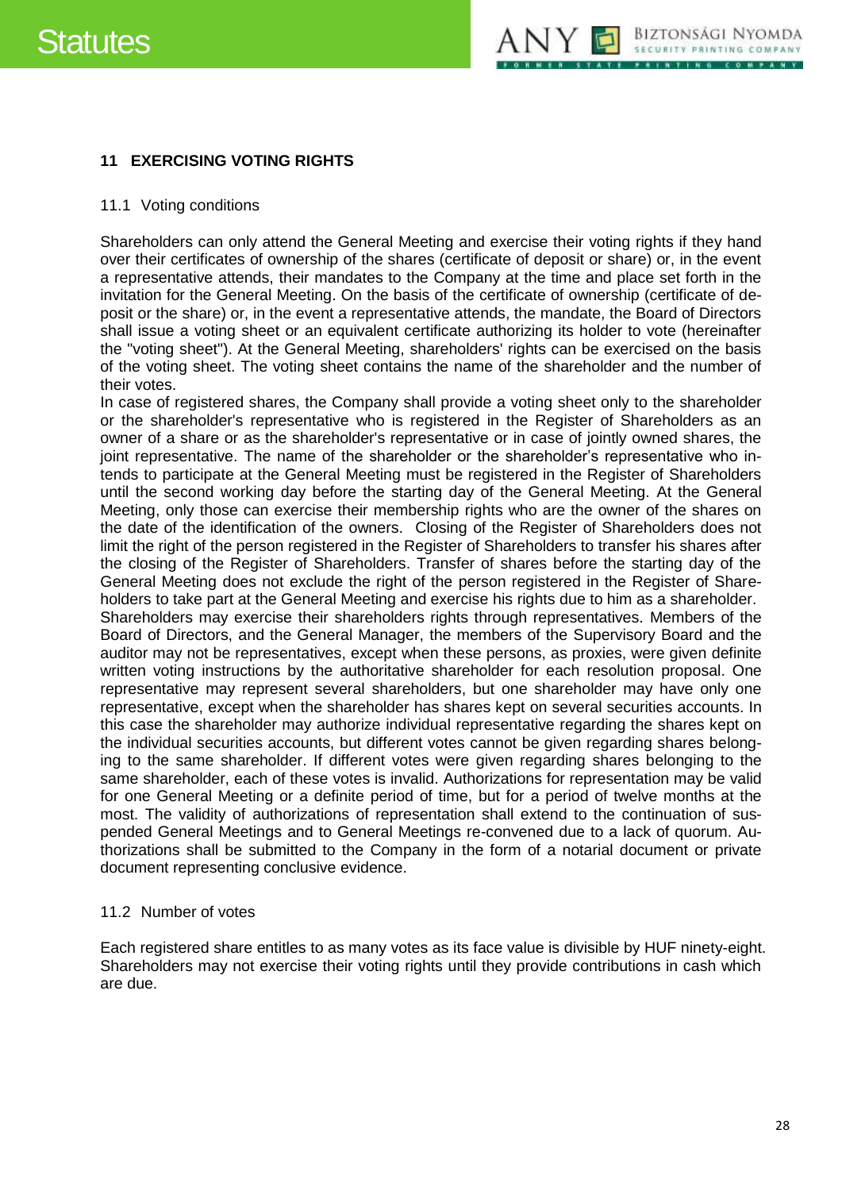## 11 EXERCISING VOTING RIGHTS

### 11.1 Voting conditions

Shareholders can only attend the General Meeting and exercise their voting rights if they hand over their certificates of ownership of the shares (certificate of deposit or share) or, in the event a representative attends, their mandates to the Company at the time and place set forth in the invitation for the General Meeting. On the basis of the certificate of ownership (certificate of deposit or the share) or, in the event a representative attends, the mandate, the Board of Directors shall issue a voting sheet or an equivalent certificate authorizing its holder to vote (hereinafter the "voting sheet"). At the General Meeting, shareholders' rights can be exercised on the basis of the voting sheet. The voting sheet contains the name of the shareholder and the number of their votes.

In case of registered shares, the Company shall provide a voting sheet only to the shareholder or the shareholder's representative who is registered in the Register of Shareholders as an owner of a share or as the shareholder's representative or in case of jointly owned shares, the joint representative. The name of the shareholder or the shareholder's representative who intends to participate at the General Meeting must be registered in the Register of Shareholders until the second working day before the starting day of the General Meeting. At the General Meeting, only those can exercise their membership rights who are the owner of the shares on the date of the identification of the owners. Closing of the Register of Shareholders does not limit the right of the person registered in the Register of Shareholders to transfer his shares after the closing of the Register of Shareholders. Transfer of shares before the starting day of the General Meeting does not exclude the right of the person registered in the Register of Shareholders to take part at the General Meeting and exercise his rights due to him as a shareholder.

Shareholders may exercise their shareholders rights through representatives. Members of the Board of Directors, and the General Manager, the members of the Supervisory Board and the auditor may not be representatives, except when these persons, as proxies, were given definite written voting instructions by the authoritative shareholder for each resolution proposal. One representative may represent several shareholders, but one shareholder may have only one representative, except when the shareholder has shares kept on several securities accounts. In this case the shareholder may authorize individual representative regarding the shares kept on the individual securities accounts, but different votes cannot be given regarding shares belonging to the same shareholder. If different votes were given regarding shares belonging to the same shareholder, each of these votes is invalid. Authorizations for representation may be valid for one General Meeting or a definite period of time, but for a period of twelve months at the most. The validity of authorizations of representation shall extend to the continuation of suspended General Meetings and to General Meetings re-convened due to a lack of quorum. Authorizations shall be submitted to the Company in the form of a notarial document or private document representing conclusive evidence.

### 11.2 Number of votes

Each registered share entitles to as many votes as its face value is divisible by HUF ninety-eight. Shareholders may not exercise their voting rights until they provide contributions in cash which are due.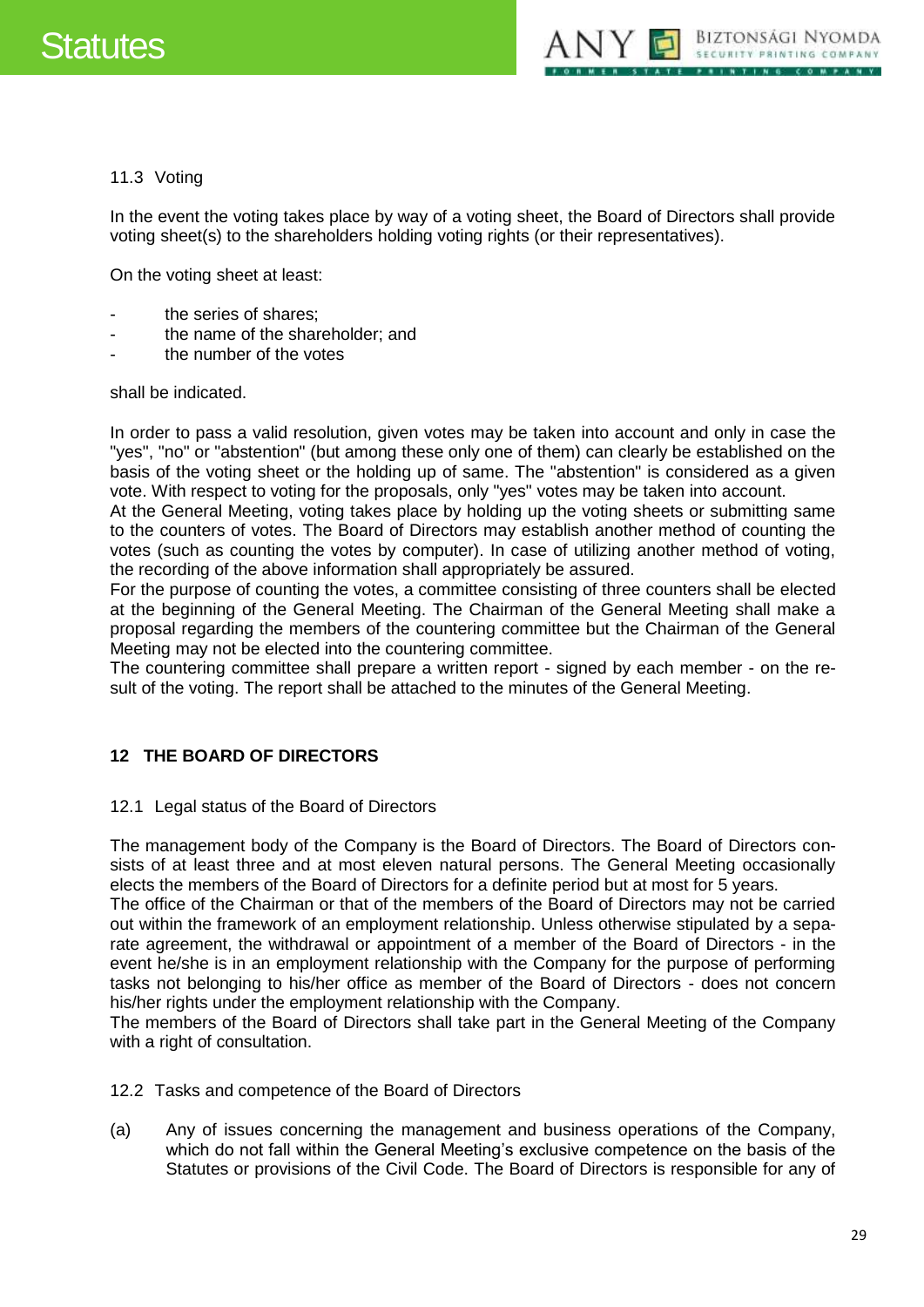11.3 Voting

In the event the voting takes place by way of a voting sheet, the Board of Directors shall provide voting sheet(s) to the shareholders holding voting rights (or their representatives).

On the voting sheet at least:

- the series of shares;
- the name of the shareholder; and
- the number of the votes

shall be indicated.

In order to pass a valid resolution, given votes may be taken into account and only in case the "yes", "no" or "abstention" (but among these only one of them) can clearly be established on the basis of the voting sheet or the holding up of same. The "abstention" is considered as a given vote. With respect to voting for the proposals, only "yes" votes may be taken into account.
At the General Meeting, voting takes place by holding up the voting sheets or submitting same to the counters of votes. The Board of Directors may establish another method of counting the votes (such as counting the votes by computer). In case of utilizing another method of voting, the recording of the above information shall appropriately be assured.
For the purpose of counting the votes, a committee consisting of three counters shall be elected at the beginning of the General Meeting. The Chairman of the General Meeting shall make a proposal regarding the members of the countering committee but the Chairman of the General Meeting may not be elected into the countering committee.
The countering committee shall prepare a written report - signed by each member - on the result of the voting. The report shall be attached to the minutes of the General Meeting.

## 12 THE BOARD OF DIRECTORS

12.1 Legal status of the Board of Directors

The management body of the Company is the Board of Directors. The Board of Directors consists of at least three and at most eleven natural persons. The General Meeting occasionally elects the members of the Board of Directors for a definite period but at most for 5 years.
The office of the Chairman or that of the members of the Board of Directors may not be carried out within the framework of an employment relationship. Unless otherwise stipulated by a separate agreement, the withdrawal or appointment of a member of the Board of Directors - in the event he/she is in an employment relationship with the Company for the purpose of performing tasks not belonging to his/her office as member of the Board of Directors - does not concern his/her rights under the employment relationship with the Company.
The members of the Board of Directors shall take part in the General Meeting of the Company with a right of consultation.

12.2 Tasks and competence of the Board of Directors

(a) Any of issues concerning the management and business operations of the Company, which do not fall within the General Meeting's exclusive competence on the basis of the Statutes or provisions of the Civil Code. The Board of Directors is responsible for any of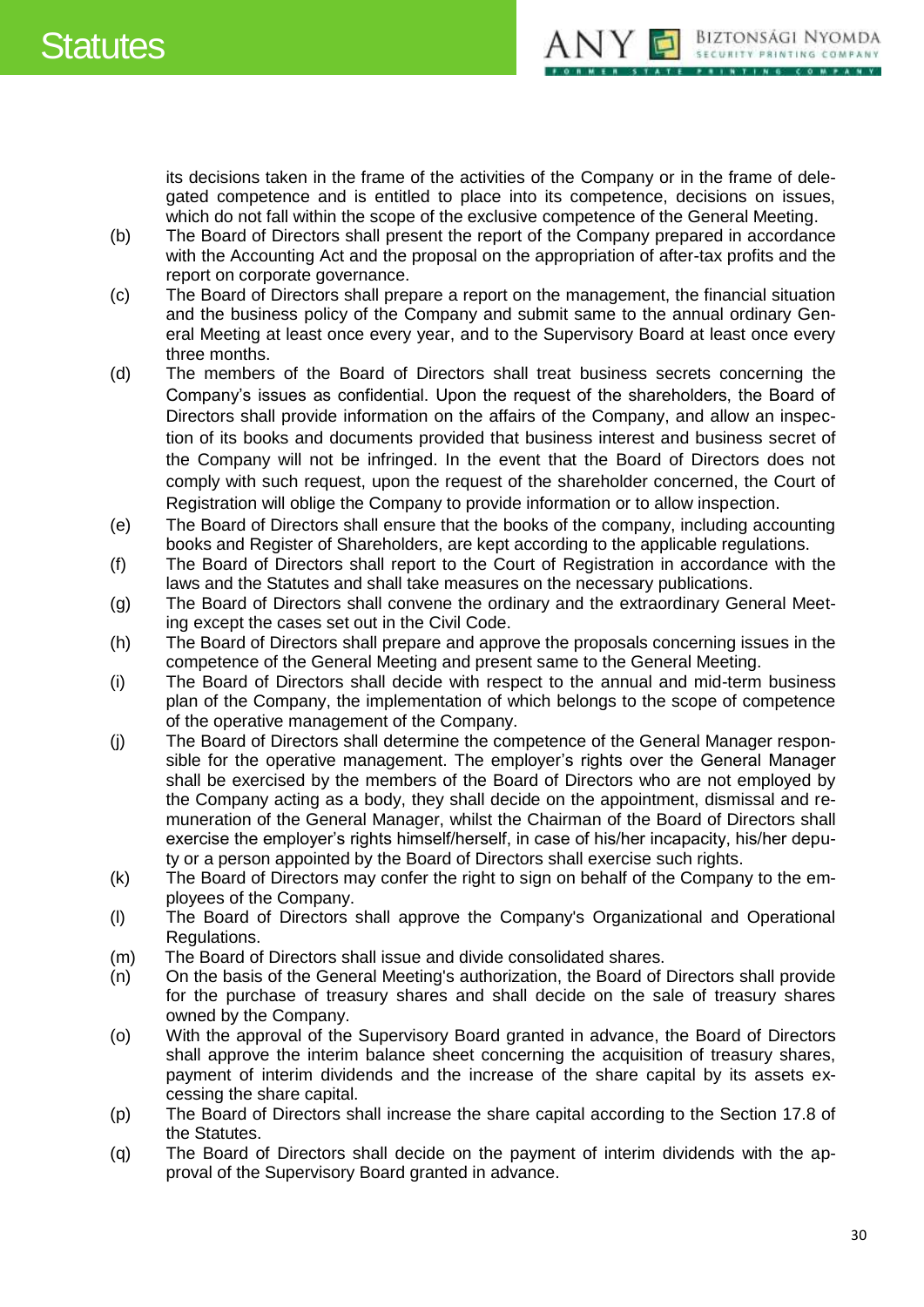its decisions taken in the frame of the activities of the Company or in the frame of delegated competence and is entitled to place into its competence, decisions on issues, which do not fall within the scope of the exclusive competence of the General Meeting.

(b) The Board of Directors shall present the report of the Company prepared in accordance with the Accounting Act and the proposal on the appropriation of after-tax profits and the report on corporate governance.

(c) The Board of Directors shall prepare a report on the management, the financial situation and the business policy of the Company and submit same to the annual ordinary General Meeting at least once every year, and to the Supervisory Board at least once every three months.

(d) The members of the Board of Directors shall treat business secrets concerning the Company's issues as confidential. Upon the request of the shareholders, the Board of Directors shall provide information on the affairs of the Company, and allow an inspection of its books and documents provided that business interest and business secret of the Company will not be infringed. In the event that the Board of Directors does not comply with such request, upon the request of the shareholder concerned, the Court of Registration will oblige the Company to provide information or to allow inspection.

(e) The Board of Directors shall ensure that the books of the company, including accounting books and Register of Shareholders, are kept according to the applicable regulations.

(f) The Board of Directors shall report to the Court of Registration in accordance with the laws and the Statutes and shall take measures on the necessary publications.

(g) The Board of Directors shall convene the ordinary and the extraordinary General Meeting except the cases set out in the Civil Code.

(h) The Board of Directors shall prepare and approve the proposals concerning issues in the competence of the General Meeting and present same to the General Meeting.

(i) The Board of Directors shall decide with respect to the annual and mid-term business plan of the Company, the implementation of which belongs to the scope of competence of the operative management of the Company.

(j) The Board of Directors shall determine the competence of the General Manager responsible for the operative management. The employer's rights over the General Manager shall be exercised by the members of the Board of Directors who are not employed by the Company acting as a body, they shall decide on the appointment, dismissal and remuneration of the General Manager, whilst the Chairman of the Board of Directors shall exercise the employer's rights himself/herself, in case of his/her incapacity, his/her deputy or a person appointed by the Board of Directors shall exercise such rights.

(k) The Board of Directors may confer the right to sign on behalf of the Company to the employees of the Company.

(l) The Board of Directors shall approve the Company's Organizational and Operational Regulations.

(m) The Board of Directors shall issue and divide consolidated shares.

(n) On the basis of the General Meeting's authorization, the Board of Directors shall provide for the purchase of treasury shares and shall decide on the sale of treasury shares owned by the Company.

(o) With the approval of the Supervisory Board granted in advance, the Board of Directors shall approve the interim balance sheet concerning the acquisition of treasury shares, payment of interim dividends and the increase of the share capital by its assets exceessing the share capital.

(p) The Board of Directors shall increase the share capital according to the Section 17.8 of the Statutes.

(q) The Board of Directors shall decide on the payment of interim dividends with the approval of the Supervisory Board granted in advance.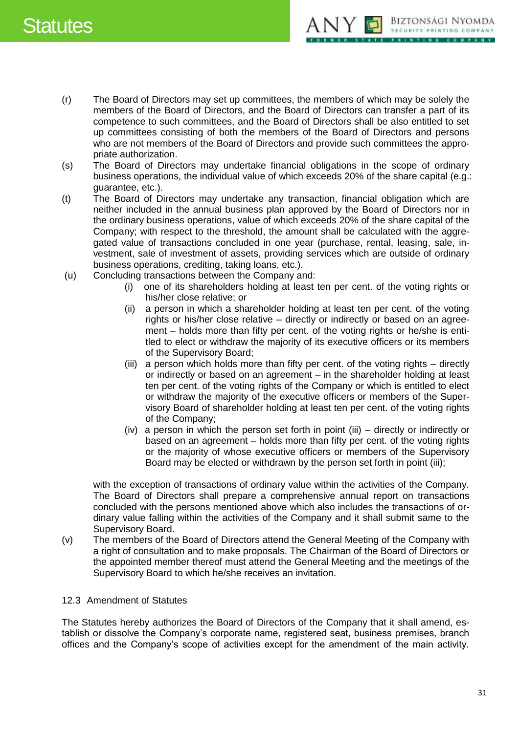(r) The Board of Directors may set up committees, the members of which may be solely the members of the Board of Directors, and the Board of Directors can transfer a part of its competence to such committees, and the Board of Directors shall be also entitled to set up committees consisting of both the members of the Board of Directors and persons who are not members of the Board of Directors and provide such committees the appropriate authorization.

(s) The Board of Directors may undertake financial obligations in the scope of ordinary business operations, the individual value of which exceeds 20% of the share capital (e.g.: guarantee, etc.).

(t) The Board of Directors may undertake any transaction, financial obligation which are neither included in the annual business plan approved by the Board of Directors nor in the ordinary business operations, value of which exceeds 20% of the share capital of the Company; with respect to the threshold, the amount shall be calculated with the aggregated value of transactions concluded in one year (purchase, rental, leasing, sale, investment, sale of investment of assets, providing services which are outside of ordinary business operations, crediting, taking loans, etc.).

(u) Concluding transactions between the Company and:

 (i) one of its shareholders holding at least ten per cent. of the voting rights or his/her close relative; or

 (ii) a person in which a shareholder holding at least ten per cent. of the voting rights or his/her close relative – directly or indirectly or based on an agreement – holds more than fifty per cent. of the voting rights or he/she is entitled to elect or withdraw the majority of its executive officers or its members of the Supervisory Board;

 (iii) a person which holds more than fifty per cent. of the voting rights – directly or indirectly or based on an agreement – in the shareholder holding at least ten per cent. of the voting rights of the Company or which is entitled to elect or withdraw the majority of the executive officers or members of the Supervisory Board of shareholder holding at least ten per cent. of the voting rights of the Company;

 (iv) a person in which the person set forth in point (iii) – directly or indirectly or based on an agreement – holds more than fifty per cent. of the voting rights or the majority of whose executive officers or members of the Supervisory Board may be elected or withdrawn by the person set forth in point (iii);

 with the exception of transactions of ordinary value within the activities of the Company. The Board of Directors shall prepare a comprehensive annual report on transactions concluded with the persons mentioned above which also includes the transactions of ordinary value falling within the activities of the Company and it shall submit same to the Supervisory Board.

(v) The members of the Board of Directors attend the General Meeting of the Company with a right of consultation and to make proposals. The Chairman of the Board of Directors or the appointed member thereof must attend the General Meeting and the meetings of the Supervisory Board to which he/she receives an invitation.

12.3 Amendment of Statutes

The Statutes hereby authorizes the Board of Directors of the Company that it shall amend, establish or dissolve the Company's corporate name, registered seat, business premises, branch offices and the Company's scope of activities except for the amendment of the main activity.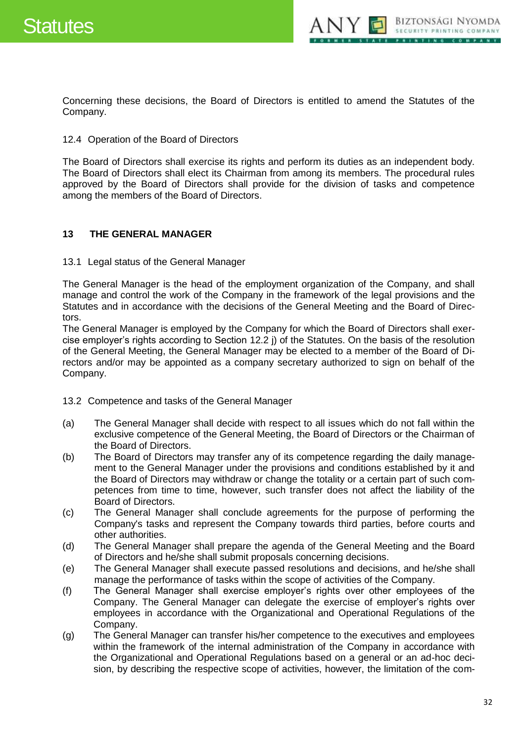Concerning these decisions, the Board of Directors is entitled to amend the Statutes of the Company.

### 12.4 Operation of the Board of Directors

The Board of Directors shall exercise its rights and perform its duties as an independent body. The Board of Directors shall elect its Chairman from among its members. The procedural rules approved by the Board of Directors shall provide for the division of tasks and competence among the members of the Board of Directors.

## 13 THE GENERAL MANAGER

### 13.1 Legal status of the General Manager

The General Manager is the head of the employment organization of the Company, and shall manage and control the work of the Company in the framework of the legal provisions and the Statutes and in accordance with the decisions of the General Meeting and the Board of Directors.

The General Manager is employed by the Company for which the Board of Directors shall exercise employer's rights according to Section 12.2 j) of the Statutes. On the basis of the resolution of the General Meeting, the General Manager may be elected to a member of the Board of Directors and/or may be appointed as a company secretary authorized to sign on behalf of the Company.

### 13.2 Competence and tasks of the General Manager

(a) The General Manager shall decide with respect to all issues which do not fall within the exclusive competence of the General Meeting, the Board of Directors or the Chairman of the Board of Directors.

(b) The Board of Directors may transfer any of its competence regarding the daily management to the General Manager under the provisions and conditions established by it and the Board of Directors may withdraw or change the totality or a certain part of such competences from time to time, however, such transfer does not affect the liability of the Board of Directors.

(c) The General Manager shall conclude agreements for the purpose of performing the Company's tasks and represent the Company towards third parties, before courts and other authorities.

(d) The General Manager shall prepare the agenda of the General Meeting and the Board of Directors and he/she shall submit proposals concerning decisions.

(e) The General Manager shall execute passed resolutions and decisions, and he/she shall manage the performance of tasks within the scope of activities of the Company.

(f) The General Manager shall exercise employer's rights over other employees of the Company. The General Manager can delegate the exercise of employer's rights over employees in accordance with the Organizational and Operational Regulations of the Company.

(g) The General Manager can transfer his/her competence to the executives and employees within the framework of the internal administration of the Company in accordance with the Organizational and Operational Regulations based on a general or an ad-hoc decision, by describing the respective scope of activities, however, the limitation of the com-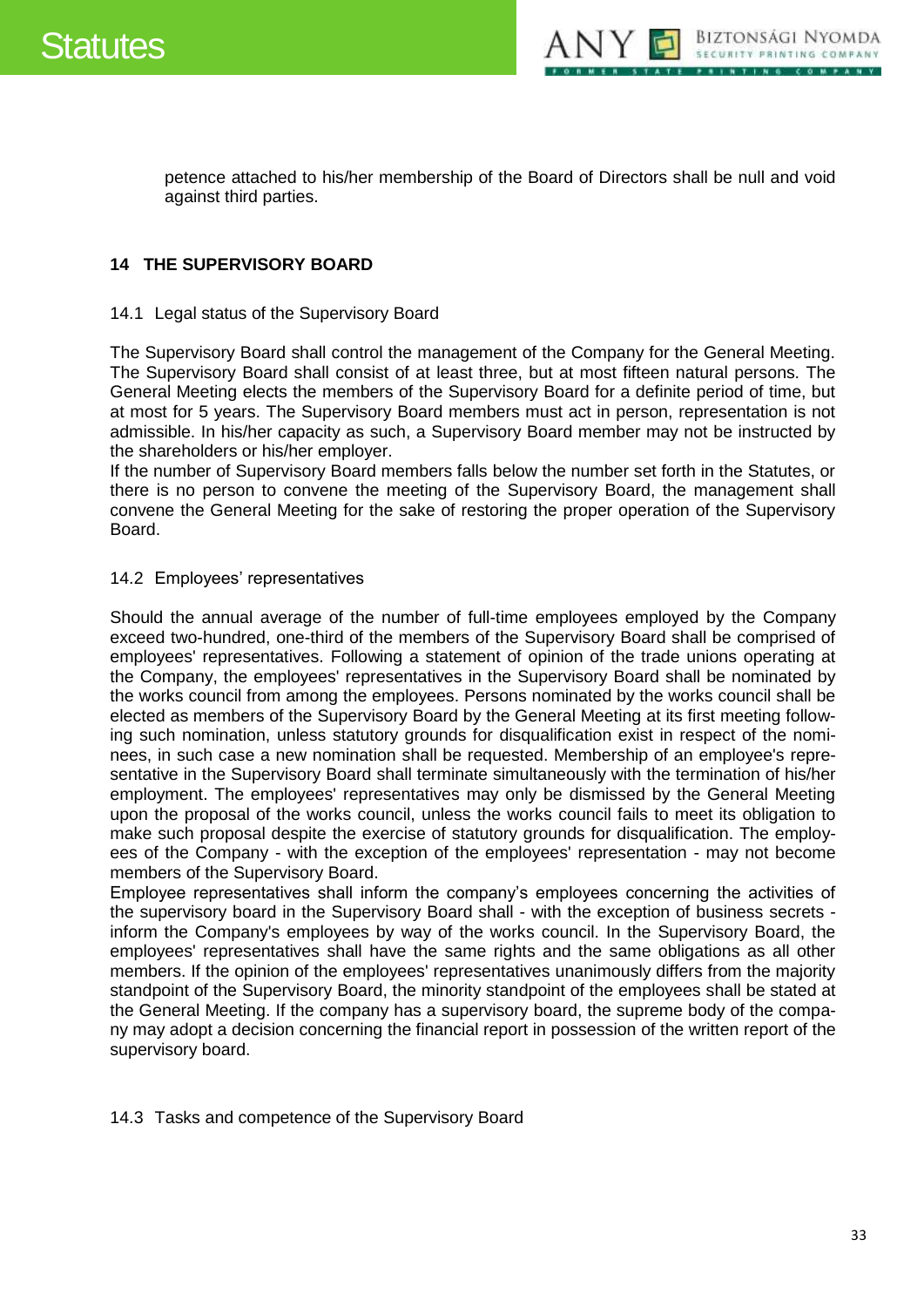petence attached to his/her membership of the Board of Directors shall be null and void against third parties.

## 14 THE SUPERVISORY BOARD

### 14.1 Legal status of the Supervisory Board

The Supervisory Board shall control the management of the Company for the General Meeting. The Supervisory Board shall consist of at least three, but at most fifteen natural persons. The General Meeting elects the members of the Supervisory Board for a definite period of time, but at most for 5 years. The Supervisory Board members must act in person, representation is not admissible. In his/her capacity as such, a Supervisory Board member may not be instructed by the shareholders or his/her employer.
If the number of Supervisory Board members falls below the number set forth in the Statutes, or there is no person to convene the meeting of the Supervisory Board, the management shall convene the General Meeting for the sake of restoring the proper operation of the Supervisory Board.

### 14.2 Employees' representatives

Should the annual average of the number of full-time employees employed by the Company exceed two-hundred, one-third of the members of the Supervisory Board shall be comprised of employees' representatives. Following a statement of opinion of the trade unions operating at the Company, the employees' representatives in the Supervisory Board shall be nominated by the works council from among the employees. Persons nominated by the works council shall be elected as members of the Supervisory Board by the General Meeting at its first meeting following such nomination, unless statutory grounds for disqualification exist in respect of the nominees, in such case a new nomination shall be requested. Membership of an employee's representative in the Supervisory Board shall terminate simultaneously with the termination of his/her employment. The employees' representatives may only be dismissed by the General Meeting upon the proposal of the works council, unless the works council fails to meet its obligation to make such proposal despite the exercise of statutory grounds for disqualification. The employees of the Company - with the exception of the employees' representation - may not become members of the Supervisory Board.
Employee representatives shall inform the company's employees concerning the activities of the supervisory board in the Supervisory Board shall - with the exception of business secrets - inform the Company's employees by way of the works council. In the Supervisory Board, the employees' representatives shall have the same rights and the same obligations as all other members. If the opinion of the employees' representatives unanimously differs from the majority standpoint of the Supervisory Board, the minority standpoint of the employees shall be stated at the General Meeting. If the company has a supervisory board, the supreme body of the company may adopt a decision concerning the financial report in possession of the written report of the supervisory board.

### 14.3 Tasks and competence of the Supervisory Board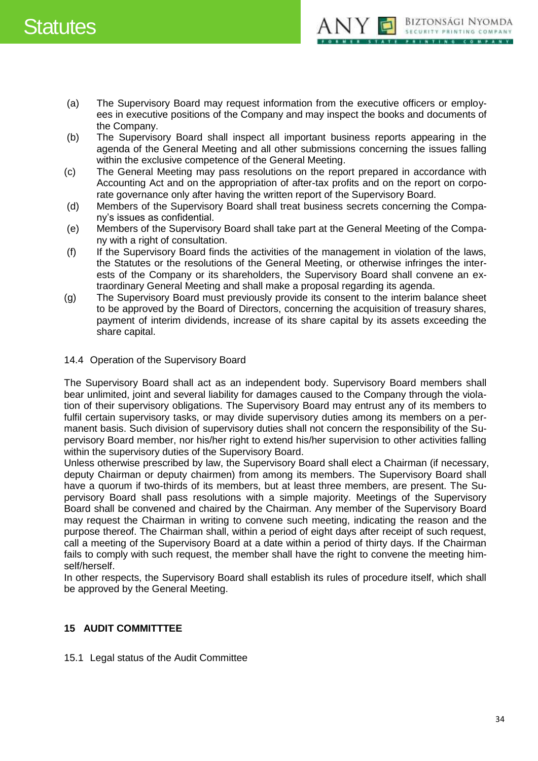(a) The Supervisory Board may request information from the executive officers or employees in executive positions of the Company and may inspect the books and documents of the Company.

(b) The Supervisory Board shall inspect all important business reports appearing in the agenda of the General Meeting and all other submissions concerning the issues falling within the exclusive competence of the General Meeting.

(c) The General Meeting may pass resolutions on the report prepared in accordance with Accounting Act and on the appropriation of after-tax profits and on the report on corporate governance only after having the written report of the Supervisory Board.

(d) Members of the Supervisory Board shall treat business secrets concerning the Company's issues as confidential.

(e) Members of the Supervisory Board shall take part at the General Meeting of the Company with a right of consultation.

(f) If the Supervisory Board finds the activities of the management in violation of the laws, the Statutes or the resolutions of the General Meeting, or otherwise infringes the interests of the Company or its shareholders, the Supervisory Board shall convene an extraordinary General Meeting and shall make a proposal regarding its agenda.

(g) The Supervisory Board must previously provide its consent to the interim balance sheet to be approved by the Board of Directors, concerning the acquisition of treasury shares, payment of interim dividends, increase of its share capital by its assets exceeding the share capital.

14.4 Operation of the Supervisory Board

The Supervisory Board shall act as an independent body. Supervisory Board members shall bear unlimited, joint and several liability for damages caused to the Company through the violation of their supervisory obligations. The Supervisory Board may entrust any of its members to fulfil certain supervisory tasks, or may divide supervisory duties among its members on a permanent basis. Such division of supervisory duties shall not concern the responsibility of the Supervisory Board member, nor his/her right to extend his/her supervision to other activities falling within the supervisory duties of the Supervisory Board.

Unless otherwise prescribed by law, the Supervisory Board shall elect a Chairman (if necessary, deputy Chairman or deputy chairmen) from among its members. The Supervisory Board shall have a quorum if two-thirds of its members, but at least three members, are present. The Supervisory Board shall pass resolutions with a simple majority. Meetings of the Supervisory Board shall be convened and chaired by the Chairman. Any member of the Supervisory Board may request the Chairman in writing to convene such meeting, indicating the reason and the purpose thereof. The Chairman shall, within a period of eight days after receipt of such request, call a meeting of the Supervisory Board at a date within a period of thirty days. If the Chairman fails to comply with such request, the member shall have the right to convene the meeting himself/herself.

In other respects, the Supervisory Board shall establish its rules of procedure itself, which shall be approved by the General Meeting.

## 15 AUDIT COMMITTTEE

15.1 Legal status of the Audit Committee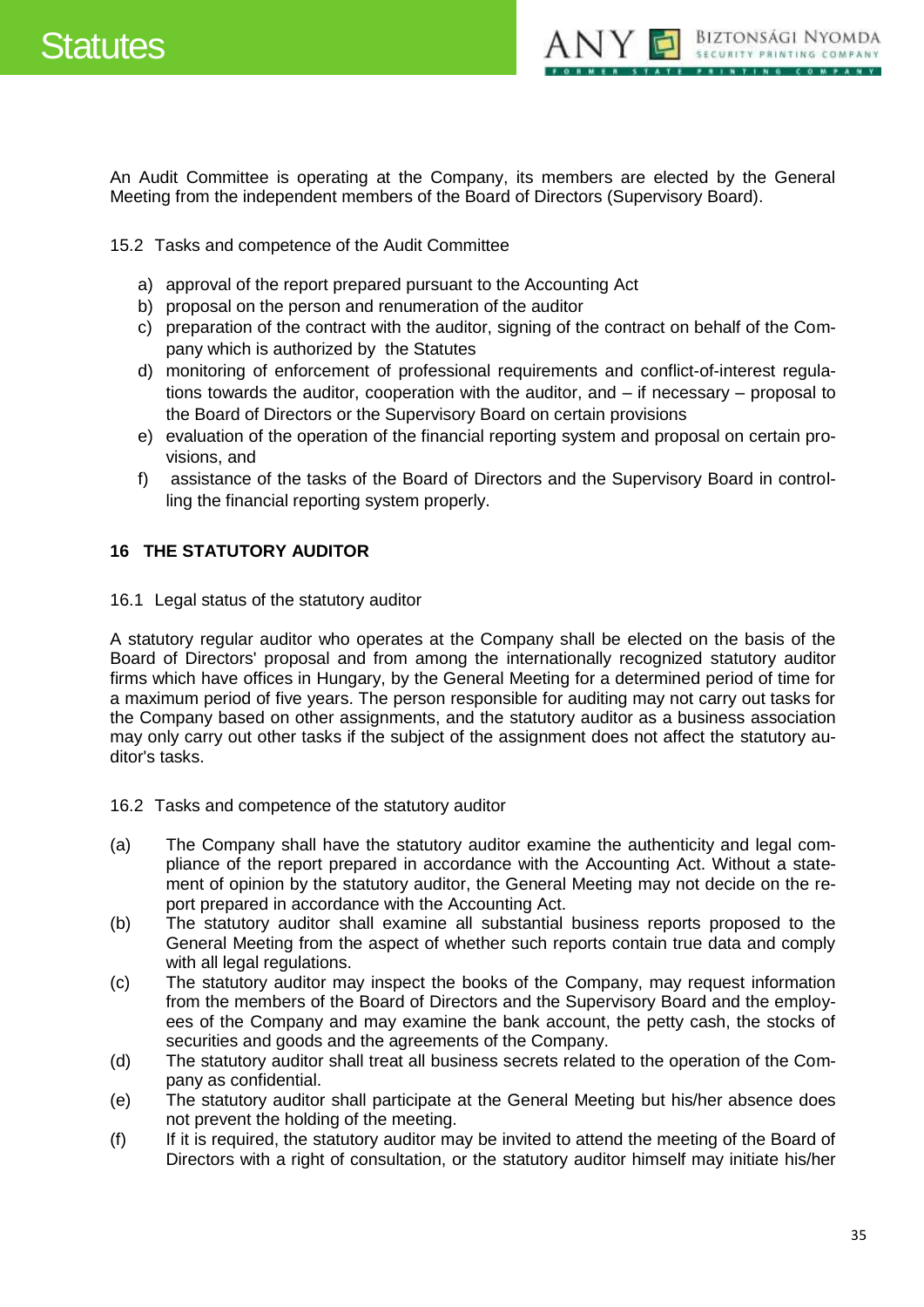An Audit Committee is operating at the Company, its members are elected by the General Meeting from the independent members of the Board of Directors (Supervisory Board).

15.2 Tasks and competence of the Audit Committee

a) approval of the report prepared pursuant to the Accounting Act
b) proposal on the person and renumeration of the auditor
c) preparation of the contract with the auditor, signing of the contract on behalf of the Company which is authorized by the Statutes
d) monitoring of enforcement of professional requirements and conflict-of-interest regulations towards the auditor, cooperation with the auditor, and – if necessary – proposal to the Board of Directors or the Supervisory Board on certain provisions
e) evaluation of the operation of the financial reporting system and proposal on certain provisions, and
f) assistance of the tasks of the Board of Directors and the Supervisory Board in controlling the financial reporting system properly.

## 16 THE STATUTORY AUDITOR

16.1 Legal status of the statutory auditor

A statutory regular auditor who operates at the Company shall be elected on the basis of the Board of Directors' proposal and from among the internationally recognized statutory auditor firms which have offices in Hungary, by the General Meeting for a determined period of time for a maximum period of five years. The person responsible for auditing may not carry out tasks for the Company based on other assignments, and the statutory auditor as a business association may only carry out other tasks if the subject of the assignment does not affect the statutory auditor's tasks.

16.2 Tasks and competence of the statutory auditor

(a) The Company shall have the statutory auditor examine the authenticity and legal compliance of the report prepared in accordance with the Accounting Act. Without a statement of opinion by the statutory auditor, the General Meeting may not decide on the report prepared in accordance with the Accounting Act.
(b) The statutory auditor shall examine all substantial business reports proposed to the General Meeting from the aspect of whether such reports contain true data and comply with all legal regulations.
(c) The statutory auditor may inspect the books of the Company, may request information from the members of the Board of Directors and the Supervisory Board and the employees of the Company and may examine the bank account, the petty cash, the stocks of securities and goods and the agreements of the Company.
(d) The statutory auditor shall treat all business secrets related to the operation of the Company as confidential.
(e) The statutory auditor shall participate at the General Meeting but his/her absence does not prevent the holding of the meeting.
(f) If it is required, the statutory auditor may be invited to attend the meeting of the Board of Directors with a right of consultation, or the statutory auditor himself may initiate his/her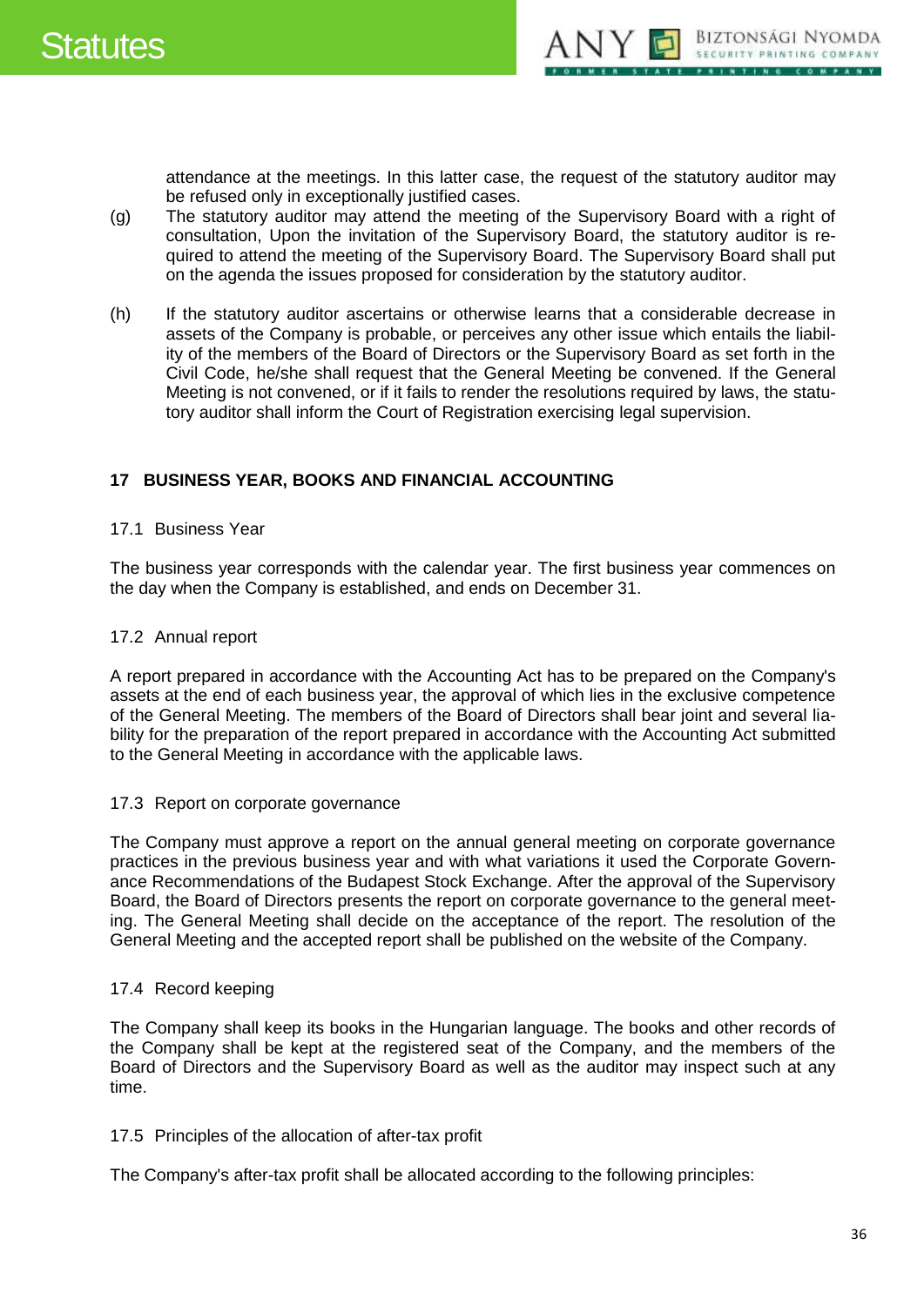attendance at the meetings. In this latter case, the request of the statutory auditor may be refused only in exceptionally justified cases.

(g) The statutory auditor may attend the meeting of the Supervisory Board with a right of consultation, Upon the invitation of the Supervisory Board, the statutory auditor is required to attend the meeting of the Supervisory Board. The Supervisory Board shall put on the agenda the issues proposed for consideration by the statutory auditor.

(h) If the statutory auditor ascertains or otherwise learns that a considerable decrease in assets of the Company is probable, or perceives any other issue which entails the liability of the members of the Board of Directors or the Supervisory Board as set forth in the Civil Code, he/she shall request that the General Meeting be convened. If the General Meeting is not convened, or if it fails to render the resolutions required by laws, the statutory auditor shall inform the Court of Registration exercising legal supervision.

## 17 BUSINESS YEAR, BOOKS AND FINANCIAL ACCOUNTING

### 17.1 Business Year

The business year corresponds with the calendar year. The first business year commences on the day when the Company is established, and ends on December 31.

### 17.2 Annual report

A report prepared in accordance with the Accounting Act has to be prepared on the Company's assets at the end of each business year, the approval of which lies in the exclusive competence of the General Meeting. The members of the Board of Directors shall bear joint and several liability for the preparation of the report prepared in accordance with the Accounting Act submitted to the General Meeting in accordance with the applicable laws.

### 17.3 Report on corporate governance

The Company must approve a report on the annual general meeting on corporate governance practices in the previous business year and with what variations it used the Corporate Governance Recommendations of the Budapest Stock Exchange. After the approval of the Supervisory Board, the Board of Directors presents the report on corporate governance to the general meeting. The General Meeting shall decide on the acceptance of the report. The resolution of the General Meeting and the accepted report shall be published on the website of the Company.

### 17.4 Record keeping

The Company shall keep its books in the Hungarian language. The books and other records of the Company shall be kept at the registered seat of the Company, and the members of the Board of Directors and the Supervisory Board as well as the auditor may inspect such at any time.

### 17.5 Principles of the allocation of after-tax profit

The Company's after-tax profit shall be allocated according to the following principles: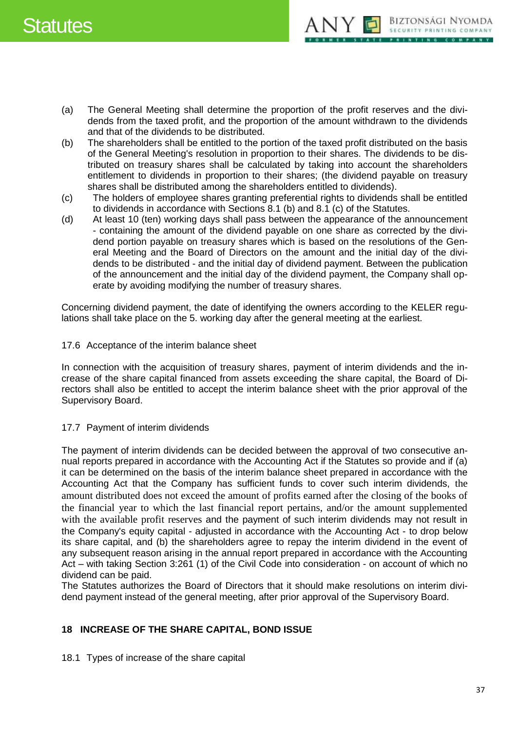(a) The General Meeting shall determine the proportion of the profit reserves and the dividends from the taxed profit, and the proportion of the amount withdrawn to the dividends and that of the dividends to be distributed.

(b) The shareholders shall be entitled to the portion of the taxed profit distributed on the basis of the General Meeting's resolution in proportion to their shares. The dividends to be distributed on treasury shares shall be calculated by taking into account the shareholders entitlement to dividends in proportion to their shares; (the dividend payable on treasury shares shall be distributed among the shareholders entitled to dividends).

(c) The holders of employee shares granting preferential rights to dividends shall be entitled to dividends in accordance with Sections 8.1 (b) and 8.1 (c) of the Statutes.

(d) At least 10 (ten) working days shall pass between the appearance of the announcement - containing the amount of the dividend payable on one share as corrected by the dividend portion payable on treasury shares which is based on the resolutions of the General Meeting and the Board of Directors on the amount and the initial day of the dividends to be distributed - and the initial day of dividend payment. Between the publication of the announcement and the initial day of the dividend payment, the Company shall operate by avoiding modifying the number of treasury shares.

Concerning dividend payment, the date of identifying the owners according to the KELER regulations shall take place on the 5. working day after the general meeting at the earliest.

17.6 Acceptance of the interim balance sheet

In connection with the acquisition of treasury shares, payment of interim dividends and the increase of the share capital financed from assets exceeding the share capital, the Board of Directors shall also be entitled to accept the interim balance sheet with the prior approval of the Supervisory Board.

17.7 Payment of interim dividends

The payment of interim dividends can be decided between the approval of two consecutive annual reports prepared in accordance with the Accounting Act if the Statutes so provide and if (a) it can be determined on the basis of the interim balance sheet prepared in accordance with the Accounting Act that the Company has sufficient funds to cover such interim dividends, the amount distributed does not exceed the amount of profits earned after the closing of the books of the financial year to which the last financial report pertains, and/or the amount supplemented with the available profit reserves and the payment of such interim dividends may not result in the Company's equity capital - adjusted in accordance with the Accounting Act - to drop below its share capital, and (b) the shareholders agree to repay the interim dividend in the event of any subsequent reason arising in the annual report prepared in accordance with the Accounting Act – with taking Section 3:261 (1) of the Civil Code into consideration - on account of which no dividend can be paid.

The Statutes authorizes the Board of Directors that it should make resolutions on interim dividend payment instead of the general meeting, after prior approval of the Supervisory Board.

## 18 INCREASE OF THE SHARE CAPITAL, BOND ISSUE

18.1 Types of increase of the share capital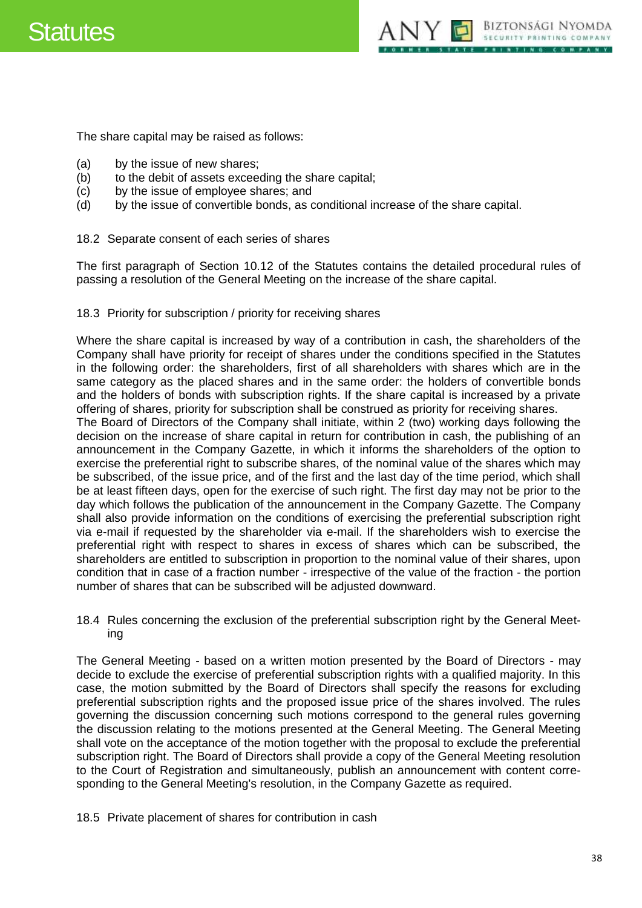The share capital may be raised as follows:

(a) by the issue of new shares;
(b) to the debit of assets exceeding the share capital;
(c) by the issue of employee shares; and
(d) by the issue of convertible bonds, as conditional increase of the share capital.

### 18.2 Separate consent of each series of shares

The first paragraph of Section 10.12 of the Statutes contains the detailed procedural rules of passing a resolution of the General Meeting on the increase of the share capital.

### 18.3 Priority for subscription / priority for receiving shares

Where the share capital is increased by way of a contribution in cash, the shareholders of the Company shall have priority for receipt of shares under the conditions specified in the Statutes in the following order: the shareholders, first of all shareholders with shares which are in the same category as the placed shares and in the same order: the holders of convertible bonds and the holders of bonds with subscription rights. If the share capital is increased by a private offering of shares, priority for subscription shall be construed as priority for receiving shares.
The Board of Directors of the Company shall initiate, within 2 (two) working days following the decision on the increase of share capital in return for contribution in cash, the publishing of an announcement in the Company Gazette, in which it informs the shareholders of the option to exercise the preferential right to subscribe shares, of the nominal value of the shares which may be subscribed, of the issue price, and of the first and the last day of the time period, which shall be at least fifteen days, open for the exercise of such right. The first day may not be prior to the day which follows the publication of the announcement in the Company Gazette. The Company shall also provide information on the conditions of exercising the preferential subscription right via e-mail if requested by the shareholder via e-mail. If the shareholders wish to exercise the preferential right with respect to shares in excess of shares which can be subscribed, the shareholders are entitled to subscription in proportion to the nominal value of their shares, upon condition that in case of a fraction number - irrespective of the value of the fraction - the portion number of shares that can be subscribed will be adjusted downward.

### 18.4 Rules concerning the exclusion of the preferential subscription right by the General Meeting

The General Meeting - based on a written motion presented by the Board of Directors - may decide to exclude the exercise of preferential subscription rights with a qualified majority. In this case, the motion submitted by the Board of Directors shall specify the reasons for excluding preferential subscription rights and the proposed issue price of the shares involved. The rules governing the discussion concerning such motions correspond to the general rules governing the discussion relating to the motions presented at the General Meeting. The General Meeting shall vote on the acceptance of the motion together with the proposal to exclude the preferential subscription right. The Board of Directors shall provide a copy of the General Meeting resolution to the Court of Registration and simultaneously, publish an announcement with content corresponding to the General Meeting's resolution, in the Company Gazette as required.

### 18.5 Private placement of shares for contribution in cash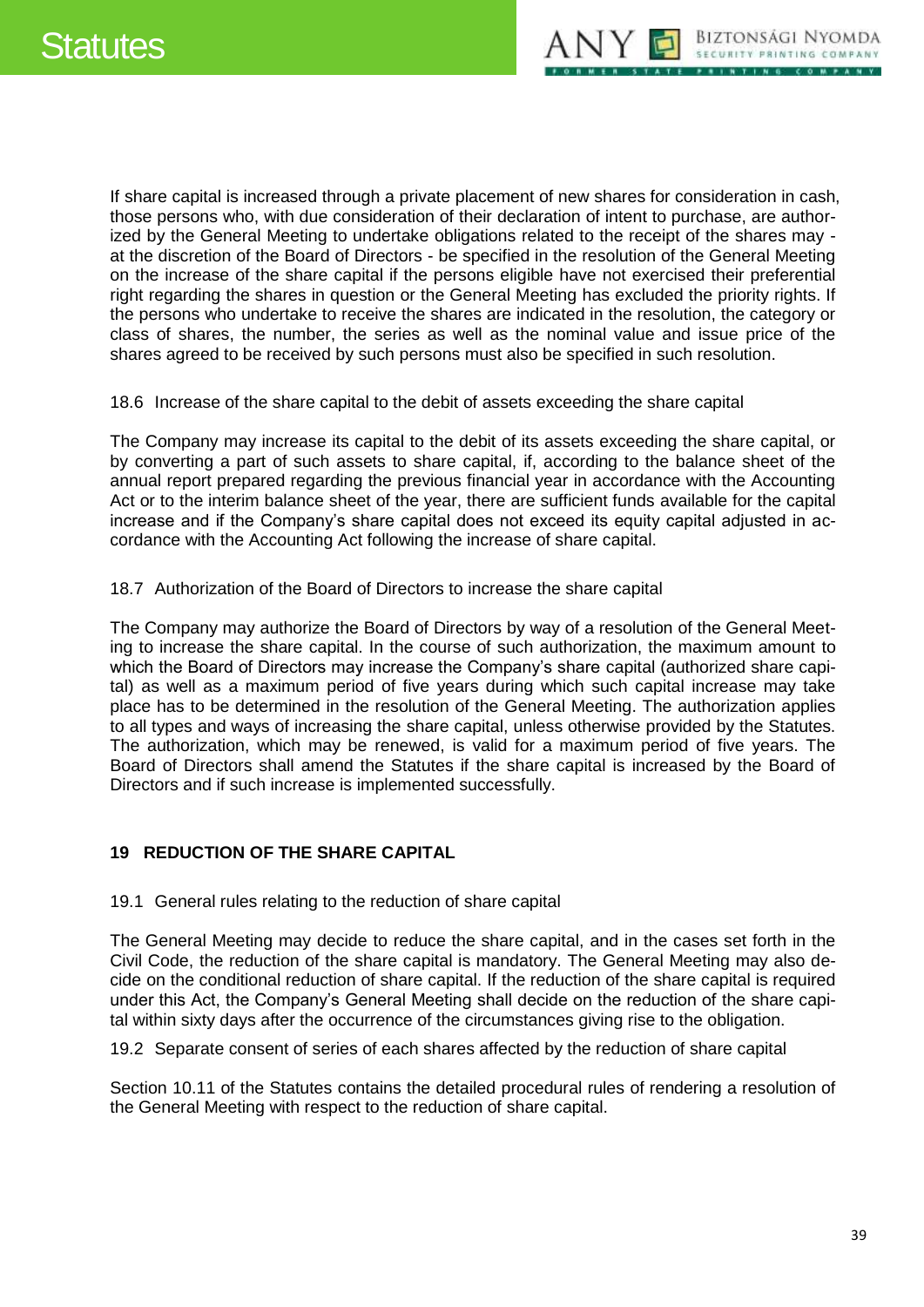If share capital is increased through a private placement of new shares for consideration in cash, those persons who, with due consideration of their declaration of intent to purchase, are authorized by the General Meeting to undertake obligations related to the receipt of the shares may - at the discretion of the Board of Directors - be specified in the resolution of the General Meeting on the increase of the share capital if the persons eligible have not exercised their preferential right regarding the shares in question or the General Meeting has excluded the priority rights. If the persons who undertake to receive the shares are indicated in the resolution, the category or class of shares, the number, the series as well as the nominal value and issue price of the shares agreed to be received by such persons must also be specified in such resolution.

18.6 Increase of the share capital to the debit of assets exceeding the share capital

The Company may increase its capital to the debit of its assets exceeding the share capital, or by converting a part of such assets to share capital, if, according to the balance sheet of the annual report prepared regarding the previous financial year in accordance with the Accounting Act or to the interim balance sheet of the year, there are sufficient funds available for the capital increase and if the Company's share capital does not exceed its equity capital adjusted in accordance with the Accounting Act following the increase of share capital.

18.7 Authorization of the Board of Directors to increase the share capital

The Company may authorize the Board of Directors by way of a resolution of the General Meeting to increase the share capital. In the course of such authorization, the maximum amount to which the Board of Directors may increase the Company's share capital (authorized share capital) as well as a maximum period of five years during which such capital increase may take place has to be determined in the resolution of the General Meeting. The authorization applies to all types and ways of increasing the share capital, unless otherwise provided by the Statutes. The authorization, which may be renewed, is valid for a maximum period of five years. The Board of Directors shall amend the Statutes if the share capital is increased by the Board of Directors and if such increase is implemented successfully.

## 19 REDUCTION OF THE SHARE CAPITAL

19.1 General rules relating to the reduction of share capital

The General Meeting may decide to reduce the share capital, and in the cases set forth in the Civil Code, the reduction of the share capital is mandatory. The General Meeting may also decide on the conditional reduction of share capital. If the reduction of the share capital is required under this Act, the Company's General Meeting shall decide on the reduction of the share capital within sixty days after the occurrence of the circumstances giving rise to the obligation.

19.2 Separate consent of series of each shares affected by the reduction of share capital

Section 10.11 of the Statutes contains the detailed procedural rules of rendering a resolution of the General Meeting with respect to the reduction of share capital.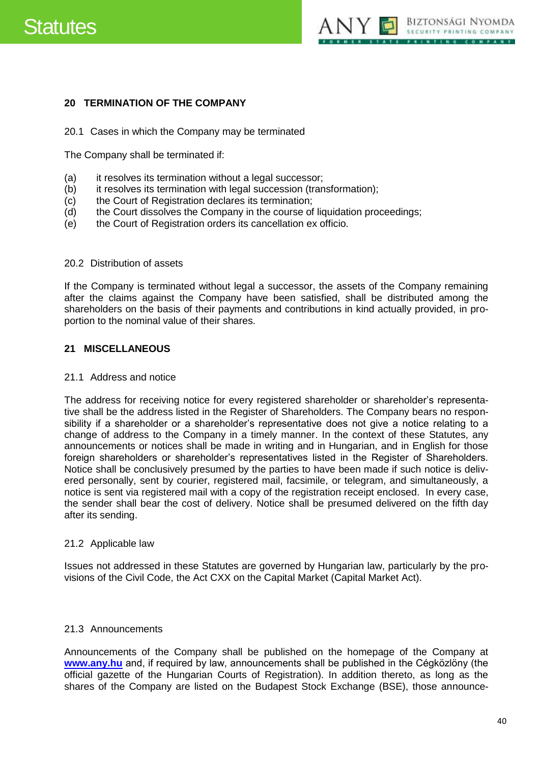## 20 TERMINATION OF THE COMPANY

### 20.1 Cases in which the Company may be terminated

The Company shall be terminated if:

(a) it resolves its termination without a legal successor;
(b) it resolves its termination with legal succession (transformation);
(c) the Court of Registration declares its termination;
(d) the Court dissolves the Company in the course of liquidation proceedings;
(e) the Court of Registration orders its cancellation ex officio.

### 20.2 Distribution of assets

If the Company is terminated without legal a successor, the assets of the Company remaining after the claims against the Company have been satisfied, shall be distributed among the shareholders on the basis of their payments and contributions in kind actually provided, in proportion to the nominal value of their shares.

## 21 MISCELLANEOUS

### 21.1 Address and notice

The address for receiving notice for every registered shareholder or shareholder's representative shall be the address listed in the Register of Shareholders. The Company bears no responsibility if a shareholder or a shareholder's representative does not give a notice relating to a change of address to the Company in a timely manner. In the context of these Statutes, any announcements or notices shall be made in writing and in Hungarian, and in English for those foreign shareholders or shareholder's representatives listed in the Register of Shareholders. Notice shall be conclusively presumed by the parties to have been made if such notice is delivered personally, sent by courier, registered mail, facsimile, or telegram, and simultaneously, a notice is sent via registered mail with a copy of the registration receipt enclosed. In every case, the sender shall bear the cost of delivery. Notice shall be presumed delivered on the fifth day after its sending.

### 21.2 Applicable law

Issues not addressed in these Statutes are governed by Hungarian law, particularly by the provisions of the Civil Code, the Act CXX on the Capital Market (Capital Market Act).

### 21.3 Announcements

Announcements of the Company shall be published on the homepage of the Company at **www.any.hu** and, if required by law, announcements shall be published in the Cégközlöny (the official gazette of the Hungarian Courts of Registration). In addition thereto, as long as the shares of the Company are listed on the Budapest Stock Exchange (BSE), those announce-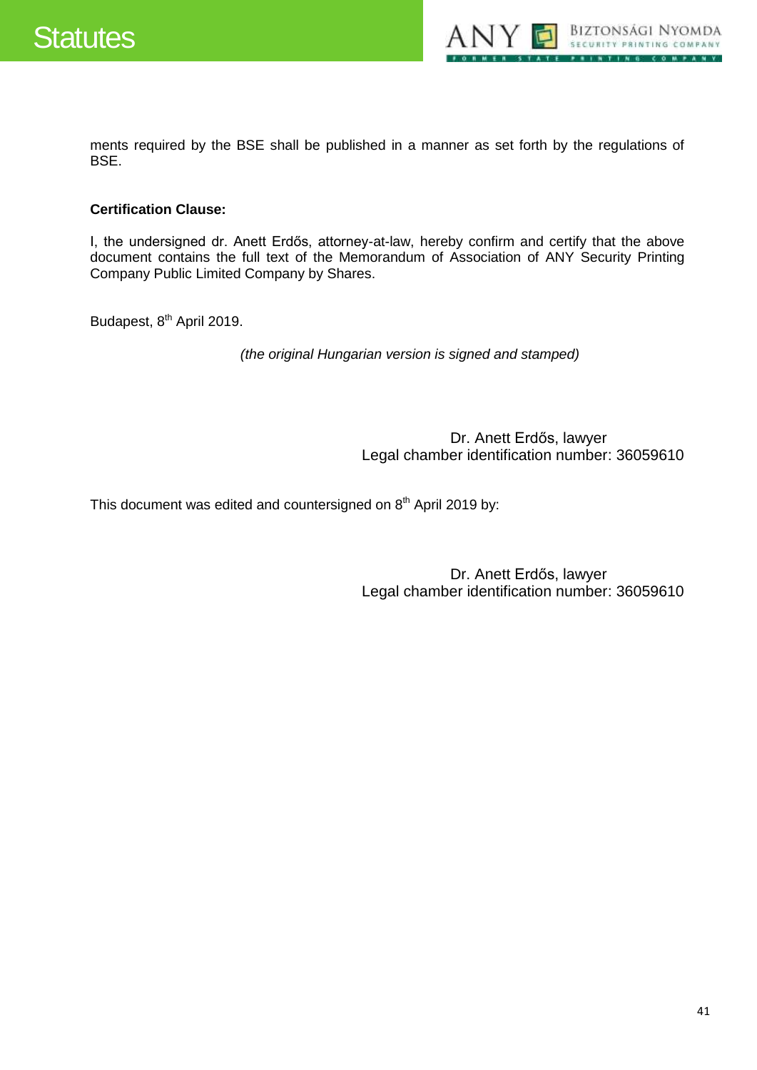ments required by the BSE shall be published in a manner as set forth by the regulations of BSE.

**Certification Clause:**

I, the undersigned dr. Anett Erdős, attorney-at-law, hereby confirm and certify that the above document contains the full text of the Memorandum of Association of ANY Security Printing Company Public Limited Company by Shares.

Budapest, 8th April 2019.

*(the original Hungarian version is signed and stamped)*

Dr. Anett Erdős, lawyer
Legal chamber identification number: 36059610

This document was edited and countersigned on 8th April 2019 by:

Dr. Anett Erdős, lawyer
Legal chamber identification number: 36059610